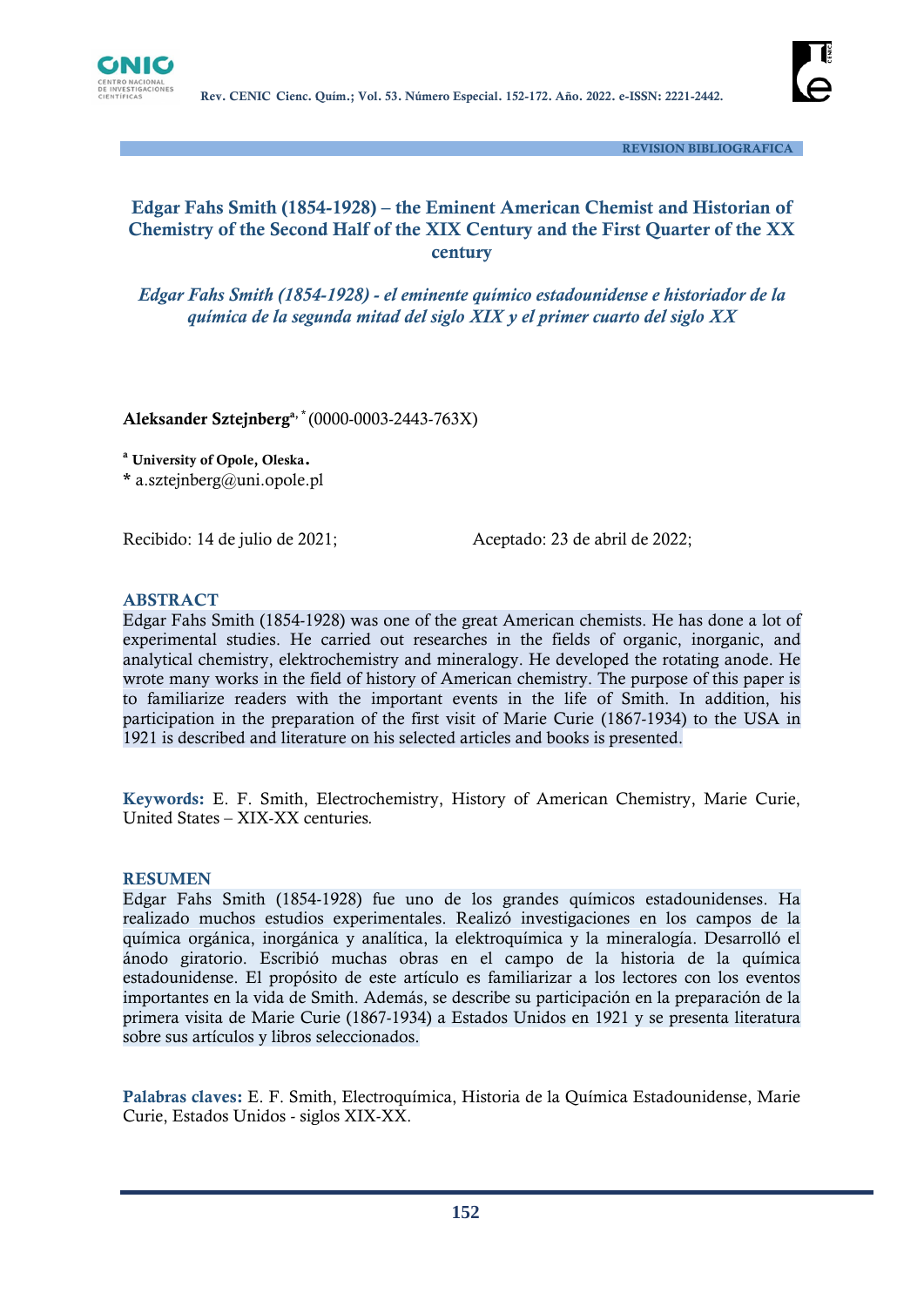REVISION BIBLIOGRAFICA

# Edgar Fahs Smith (1854-1928) – the Eminent American Chemist and Historian of Chemistry of the Second Half of the XIX Century and the First Quarter of the XX century

## *Edgar Fahs Smith (1854-1928) - el eminente químico estadounidense e historiador de la química de la segunda mitad del siglo XIX y el primer cuarto del siglo XX*

**Aleksander Sztejnberg**[a, *] (0000-0003-2443-763X)

[a] **University of Opole, Oleska.**
[*] a.sztejnberg@uni.opole.pl

Recibido: 14 de julio de 2021; Aceptado: 23 de abril de 2022;

### ABSTRACT

Edgar Fahs Smith (1854-1928) was one of the great American chemists. He has done a lot of experimental studies. He carried out researches in the fields of organic, inorganic, and analytical chemistry, elektrochemistry and mineralogy. He developed the rotating anode. He wrote many works in the field of history of American chemistry. The purpose of this paper is to familiarize readers with the important events in the life of Smith. In addition, his participation in the preparation of the first visit of Marie Curie (1867-1934) to the USA in 1921 is described and literature on his selected articles and books is presented.

**Keywords:** E. F. Smith, Electrochemistry, History of American Chemistry, Marie Curie, United States – XIX-XX centuries.

### RESUMEN

Edgar Fahs Smith (1854-1928) fue uno de los grandes químicos estadounidenses. Ha realizado muchos estudios experimentales. Realizó investigaciones en los campos de la química orgánica, inorgánica y analítica, la elektroquímica y la mineralogía. Desarrolló el ánodo giratorio. Escribió muchas obras en el campo de la historia de la química estadounidense. El propósito de este artículo es familiarizar a los lectores con los eventos importantes en la vida de Smith. Además, se describe su participación en la preparación de la primera visita de Marie Curie (1867-1934) a Estados Unidos en 1921 y se presenta literatura sobre sus artículos y libros seleccionados.

**Palabras claves:** E. F. Smith, Electroquímica, Historia de la Química Estadounidense, Marie Curie, Estados Unidos - siglos XIX-XX.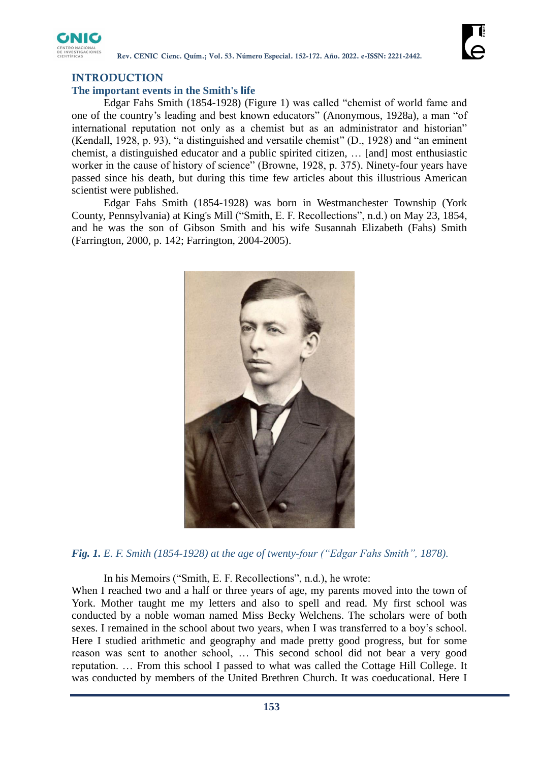# INTRODUCTION

## The important events in the Smith's life

Edgar Fahs Smith (1854-1928) (Figure 1) was called "chemist of world fame and one of the country's leading and best known educators" (Anonymous, 1928a), a man "of international reputation not only as a chemist but as an administrator and historian" (Kendall, 1928, p. 93), "a distinguished and versatile chemist" (D., 1928) and "an eminent chemist, a distinguished educator and a public spirited citizen, … [and] most enthusiastic worker in the cause of history of science" (Browne, 1928, p. 375). Ninety-four years have passed since his death, but during this time few articles about this illustrious American scientist were published.

Edgar Fahs Smith (1854-1928) was born in Westmanchester Township (York County, Pennsylvania) at King's Mill ("Smith, E. F. Recollections", n.d.) on May 23, 1854, and he was the son of Gibson Smith and his wife Susannah Elizabeth (Fahs) Smith (Farrington, 2000, p. 142; Farrington, 2004-2005).

*Fig. 1. E. F. Smith (1854-1928) at the age of twenty-four ("Edgar Fahs Smith", 1878).*

In his Memoirs ("Smith, E. F. Recollections", n.d.), he wrote:

When I reached two and a half or three years of age, my parents moved into the town of York. Mother taught me my letters and also to spell and read. My first school was conducted by a noble woman named Miss Becky Welchens. The scholars were of both sexes. I remained in the school about two years, when I was transferred to a boy's school. Here I studied arithmetic and geography and made pretty good progress, but for some reason was sent to another school, … This second school did not bear a very good reputation. … From this school I passed to what was called the Cottage Hill College. It was conducted by members of the United Brethren Church. It was coeducational. Here I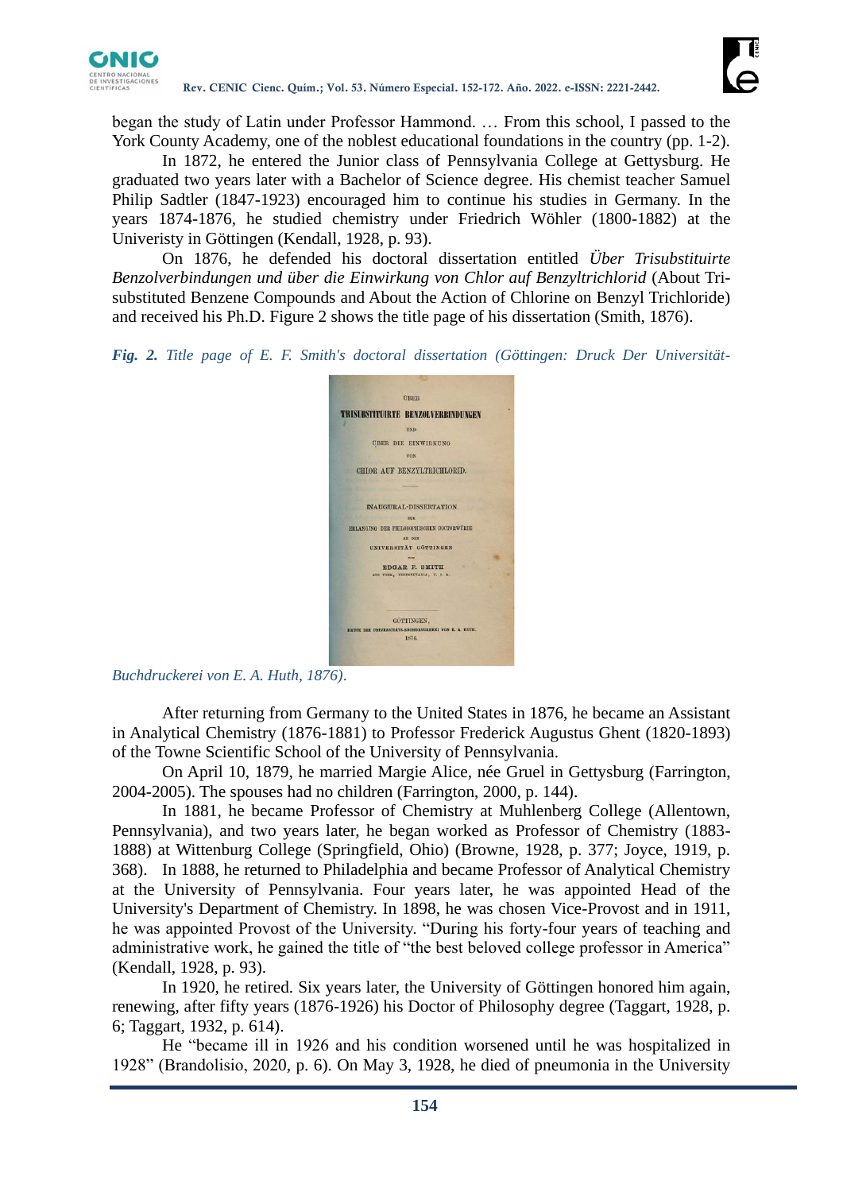began the study of Latin under Professor Hammond. … From this school, I passed to the York County Academy, one of the noblest educational foundations in the country (pp. 1-2).

In 1872, he entered the Junior class of Pennsylvania College at Gettysburg. He graduated two years later with a Bachelor of Science degree. His chemist teacher Samuel Philip Sadtler (1847-1923) encouraged him to continue his studies in Germany. In the years 1874-1876, he studied chemistry under Friedrich Wöhler (1800-1882) at the Univeristy in Göttingen (Kendall, 1928, p. 93).

On 1876, he defended his doctoral dissertation entitled *Über Trisubstituirte Benzolverbindungen und über die Einwirkung von Chlor auf Benzyltrichlorid* (About Tri-substituted Benzene Compounds and About the Action of Chlorine on Benzyl Trichloride) and received his Ph.D. Figure 2 shows the title page of his dissertation (Smith, 1876).

***Fig. 2.*** *Title page of E. F. Smith's doctoral dissertation (Göttingen: Druck Der Universität-Buchdruckerei von E. A. Huth, 1876).*

After returning from Germany to the United States in 1876, he became an Assistant in Analytical Chemistry (1876-1881) to Professor Frederick Augustus Ghent (1820-1893) of the Towne Scientific School of the University of Pennsylvania.

On April 10, 1879, he married Margie Alice, née Gruel in Gettysburg (Farrington, 2004-2005). The spouses had no children (Farrington, 2000, p. 144).

In 1881, he became Professor of Chemistry at Muhlenberg College (Allentown, Pennsylvania), and two years later, he began worked as Professor of Chemistry (1883-1888) at Wittenburg College (Springfield, Ohio) (Browne, 1928, p. 377; Joyce, 1919, p. 368). In 1888, he returned to Philadelphia and became Professor of Analytical Chemistry at the University of Pennsylvania. Four years later, he was appointed Head of the University's Department of Chemistry. In 1898, he was chosen Vice-Provost and in 1911, he was appointed Provost of the University. "During his forty-four years of teaching and administrative work, he gained the title of "the best beloved college professor in America" (Kendall, 1928, p. 93).

In 1920, he retired. Six years later, the University of Göttingen honored him again, renewing, after fifty years (1876-1926) his Doctor of Philosophy degree (Taggart, 1928, p. 6; Taggart, 1932, p. 614).

He "became ill in 1926 and his condition worsened until he was hospitalized in 1928" (Brandolisio, 2020, p. 6). On May 3, 1928, he died of pneumonia in the University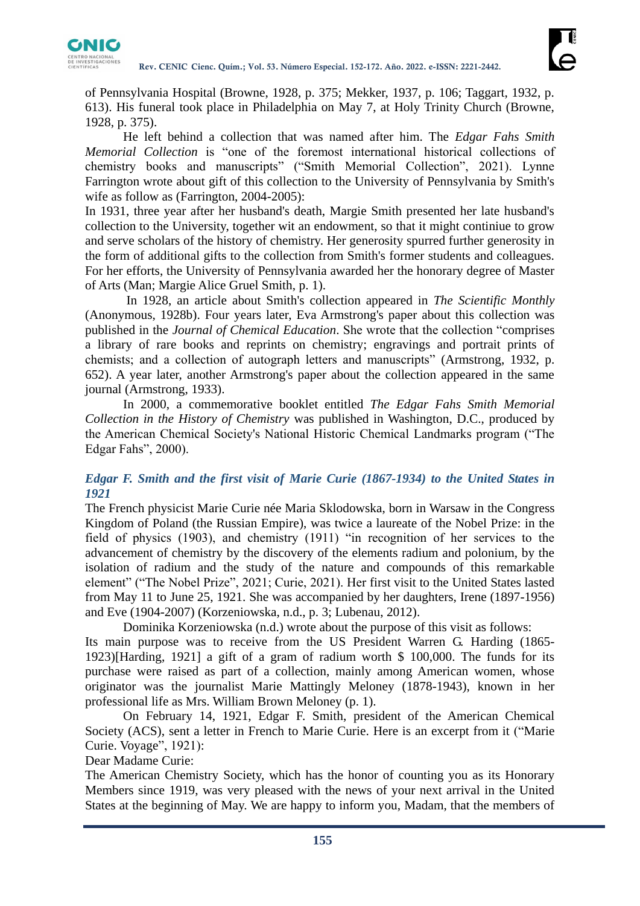of Pennsylvania Hospital (Browne, 1928, p. 375; Mekker, 1937, p. 106; Taggart, 1932, p. 613). His funeral took place in Philadelphia on May 7, at Holy Trinity Church (Browne, 1928, p. 375).

He left behind a collection that was named after him. The *Edgar Fahs Smith Memorial Collection* is "one of the foremost international historical collections of chemistry books and manuscripts" ("Smith Memorial Collection", 2021). Lynne Farrington wrote about gift of this collection to the University of Pennsylvania by Smith's wife as follow as (Farrington, 2004-2005):

In 1931, three year after her husband's death, Margie Smith presented her late husband's collection to the University, together wit an endowment, so that it might continiue to grow and serve scholars of the history of chemistry. Her generosity spurred further generosity in the form of additional gifts to the collection from Smith's former students and colleagues. For her efforts, the University of Pennsylvania awarded her the honorary degree of Master of Arts (Man; Margie Alice Gruel Smith, p. 1).

In 1928, an article about Smith's collection appeared in *The Scientific Monthly* (Anonymous, 1928b). Four years later, Eva Armstrong's paper about this collection was published in the *Journal of Chemical Education*. She wrote that the collection "comprises a library of rare books and reprints on chemistry; engravings and portrait prints of chemists; and a collection of autograph letters and manuscripts" (Armstrong, 1932, p. 652). A year later, another Armstrong's paper about the collection appeared in the same journal (Armstrong, 1933).

In 2000, a commemorative booklet entitled *The Edgar Fahs Smith Memorial Collection in the History of Chemistry* was published in Washington, D.C., produced by the American Chemical Society's National Historic Chemical Landmarks program ("The Edgar Fahs", 2000).

### *Edgar F. Smith and the first visit of Marie Curie (1867-1934) to the United States in 1921*

The French physicist Marie Curie née Maria Sklodowska, born in Warsaw in the Congress Kingdom of Poland (the Russian Empire), was twice a laureate of the Nobel Prize: in the field of physics (1903), and chemistry (1911) "in recognition of her services to the advancement of chemistry by the discovery of the elements radium and polonium, by the isolation of radium and the study of the nature and compounds of this remarkable element" ("The Nobel Prize", 2021; Curie, 2021). Her first visit to the United States lasted from May 11 to June 25, 1921. She was accompanied by her daughters, Irene (1897-1956) and Eve (1904-2007) (Korzeniowska, n.d., p. 3; Lubenau, 2012).

Dominika Korzeniowska (n.d.) wrote about the purpose of this visit as follows:

Its main purpose was to receive from the US President Warren G. Harding (1865-1923)[Harding, 1921] a gift of a gram of radium worth $ 100,000. The funds for its purchase were raised as part of a collection, mainly among American women, whose originator was the journalist Marie Mattingly Meloney (1878-1943), known in her professional life as Mrs. William Brown Meloney (p. 1).

On February 14, 1921, Edgar F. Smith, president of the American Chemical Society (ACS), sent a letter in French to Marie Curie. Here is an excerpt from it ("Marie Curie. Voyage", 1921):

Dear Madame Curie:

The American Chemistry Society, which has the honor of counting you as its Honorary Members since 1919, was very pleased with the news of your next arrival in the United States at the beginning of May. We are happy to inform you, Madam, that the members of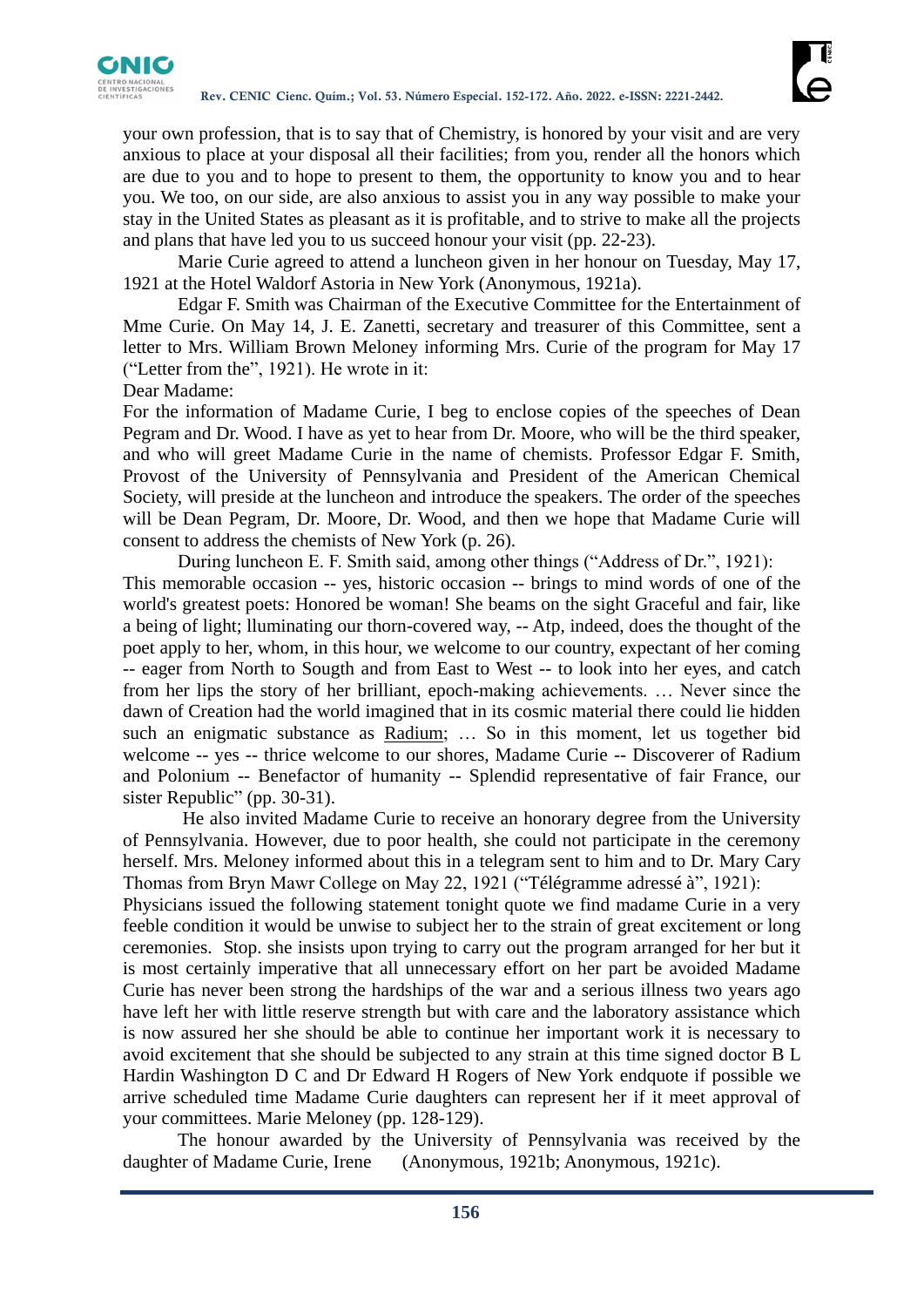your own profession, that is to say that of Chemistry, is honored by your visit and are very anxious to place at your disposal all their facilities; from you, render all the honors which are due to you and to hope to present to them, the opportunity to know you and to hear you. We too, on our side, are also anxious to assist you in any way possible to make your stay in the United States as pleasant as it is profitable, and to strive to make all the projects and plans that have led you to us succeed honour your visit (pp. 22-23).

Marie Curie agreed to attend a luncheon given in her honour on Tuesday, May 17, 1921 at the Hotel Waldorf Astoria in New York (Anonymous, 1921a).

Edgar F. Smith was Chairman of the Executive Committee for the Entertainment of Mme Curie. On May 14, J. E. Zanetti, secretary and treasurer of this Committee, sent a letter to Mrs. William Brown Meloney informing Mrs. Curie of the program for May 17 ("Letter from the", 1921). He wrote in it:

Dear Madame:

For the information of Madame Curie, I beg to enclose copies of the speeches of Dean Pegram and Dr. Wood. I have as yet to hear from Dr. Moore, who will be the third speaker, and who will greet Madame Curie in the name of chemists. Professor Edgar F. Smith, Provost of the University of Pennsylvania and President of the American Chemical Society, will preside at the luncheon and introduce the speakers. The order of the speeches will be Dean Pegram, Dr. Moore, Dr. Wood, and then we hope that Madame Curie will consent to address the chemists of New York (p. 26).

During luncheon E. F. Smith said, among other things ("Address of Dr.", 1921):

This memorable occasion -- yes, historic occasion -- brings to mind words of one of the world's greatest poets: Honored be woman! She beams on the sight Graceful and fair, like a being of light; lluminating our thorn-covered way, -- Atp, indeed, does the thought of the poet apply to her, whom, in this hour, we welcome to our country, expectant of her coming -- eager from North to Sougth and from East to West -- to look into her eyes, and catch from her lips the story of her brilliant, epoch-making achievements. … Never since the dawn of Creation had the world imagined that in its cosmic material there could lie hidden such an enigmatic substance as <u>Radium</u>; … So in this moment, let us together bid welcome -- yes -- thrice welcome to our shores, Madame Curie -- Discoverer of Radium and Polonium -- Benefactor of humanity -- Splendid representative of fair France, our sister Republic" (pp. 30-31).

He also invited Madame Curie to receive an honorary degree from the University of Pennsylvania. However, due to poor health, she could not participate in the ceremony herself. Mrs. Meloney informed about this in a telegram sent to him and to Dr. Mary Cary Thomas from Bryn Mawr College on May 22, 1921 ("Télégramme adressé à", 1921):

Physicians issued the following statement tonight quote we find madame Curie in a very feeble condition it would be unwise to subject her to the strain of great excitement or long ceremonies. Stop. she insists upon trying to carry out the program arranged for her but it is most certainly imperative that all unnecessary effort on her part be avoided Madame Curie has never been strong the hardships of the war and a serious illness two years ago have left her with little reserve strength but with care and the laboratory assistance which is now assured her she should be able to continue her important work it is necessary to avoid excitement that she should be subjected to any strain at this time signed doctor B L Hardin Washington D C and Dr Edward H Rogers of New York endquote if possible we arrive scheduled time Madame Curie daughters can represent her if it meet approval of your committees. Marie Meloney (pp. 128-129).

The honour awarded by the University of Pennsylvania was received by the daughter of Madame Curie, Irene (Anonymous, 1921b; Anonymous, 1921c).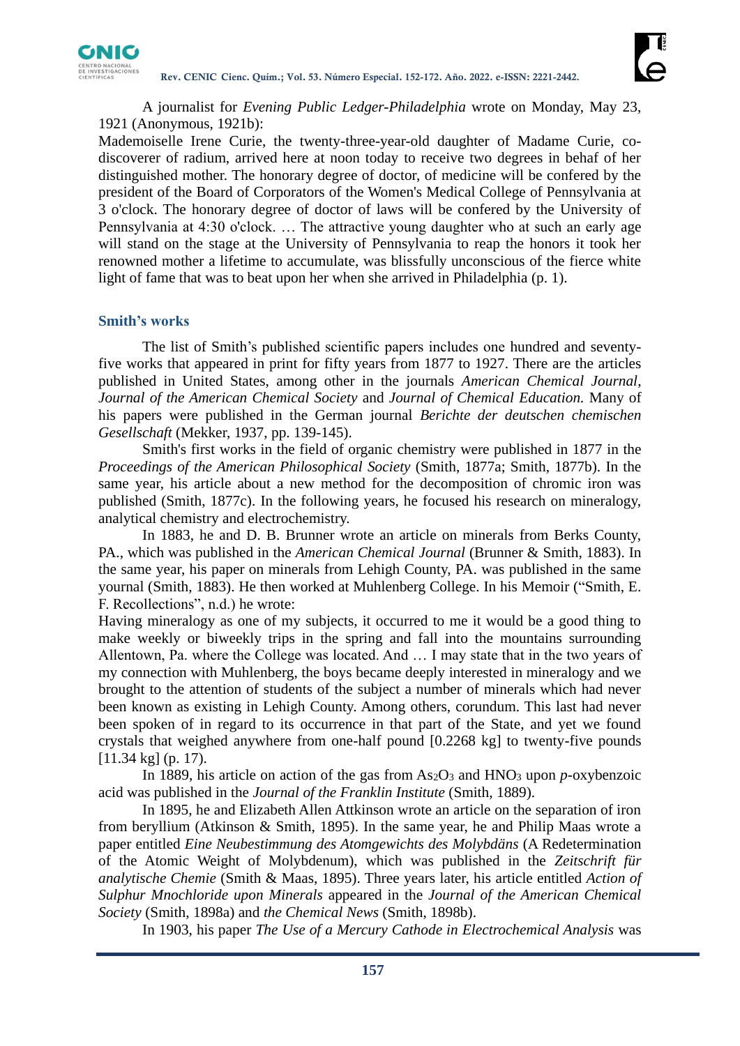A journalist for *Evening Public Ledger-Philadelphia* wrote on Monday, May 23, 1921 (Anonymous, 1921b):

Mademoiselle Irene Curie, the twenty-three-year-old daughter of Madame Curie, co-discoverer of radium, arrived here at noon today to receive two degrees in behaf of her distinguished mother. The honorary degree of doctor, of medicine will be confered by the president of the Board of Corporators of the Women's Medical College of Pennsylvania at 3 o'clock. The honorary degree of doctor of laws will be confered by the University of Pennsylvania at 4:30 o'clock. … The attractive young daughter who at such an early age will stand on the stage at the University of Pennsylvania to reap the honors it took her renowned mother a lifetime to accumulate, was blissfully unconscious of the fierce white light of fame that was to beat upon her when she arrived in Philadelphia (p. 1).

## Smith's works

The list of Smith's published scientific papers includes one hundred and seventy-five works that appeared in print for fifty years from 1877 to 1927. There are the articles published in United States, among other in the journals *American Chemical Journal*, *Journal of the American Chemical Society* and *Journal of Chemical Education*. Many of his papers were published in the German journal *Berichte der deutschen chemischen Gesellschaft* (Mekker, 1937, pp. 139-145).

Smith's first works in the field of organic chemistry were published in 1877 in the *Proceedings of the American Philosophical Society* (Smith, 1877a; Smith, 1877b). In the same year, his article about a new method for the decomposition of chromic iron was published (Smith, 1877c). In the following years, he focused his research on mineralogy, analytical chemistry and electrochemistry.

In 1883, he and D. B. Brunner wrote an article on minerals from Berks County, PA., which was published in the *American Chemical Journal* (Brunner & Smith, 1883). In the same year, his paper on minerals from Lehigh County, PA. was published in the same yournal (Smith, 1883). He then worked at Muhlenberg College. In his Memoir ("Smith, E. F. Recollections", n.d.) he wrote:

Having mineralogy as one of my subjects, it occurred to me it would be a good thing to make weekly or biweekly trips in the spring and fall into the mountains surrounding Allentown, Pa. where the College was located. And … I may state that in the two years of my connection with Muhlenberg, the boys became deeply interested in mineralogy and we brought to the attention of students of the subject a number of minerals which had never been known as existing in Lehigh County. Among others, corundum. This last had never been spoken of in regard to its occurrence in that part of the State, and yet we found crystals that weighed anywhere from one-half pound [0.2268 kg] to twenty-five pounds [11.34 kg] (p. 17).

In 1889, his article on action of the gas from $As_2O_3$ and $HNO_3$ upon *p*-oxybenzoic acid was published in the *Journal of the Franklin Institute* (Smith, 1889).

In 1895, he and Elizabeth Allen Attkinson wrote an article on the separation of iron from beryllium (Atkinson & Smith, 1895). In the same year, he and Philip Maas wrote a paper entitled *Eine Neubestimmung des Atomgewichts des Molybdäns* (A Redetermination of the Atomic Weight of Molybdenum), which was published in the *Zeitschrift für analytische Chemie* (Smith & Maas, 1895). Three years later, his article entitled *Action of Sulphur Mnochloride upon Minerals* appeared in the *Journal of the American Chemical Society* (Smith, 1898a) and *the Chemical News* (Smith, 1898b).

In 1903, his paper *The Use of a Mercury Cathode in Electrochemical Analysis* was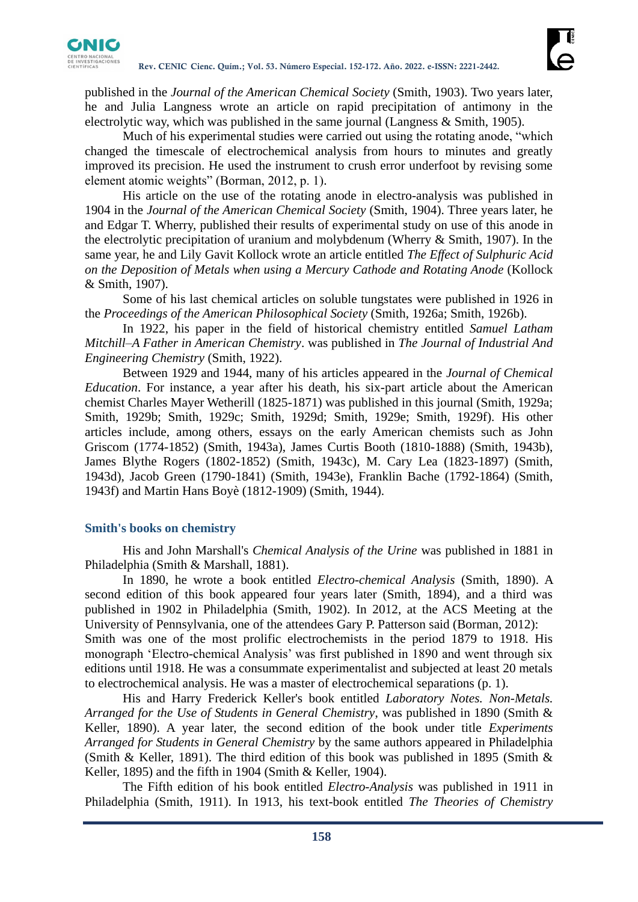published in the *Journal of the American Chemical Society* (Smith, 1903). Two years later, he and Julia Langness wrote an article on rapid precipitation of antimony in the electrolytic way, which was published in the same journal (Langness & Smith, 1905).

Much of his experimental studies were carried out using the rotating anode, "which changed the timescale of electrochemical analysis from hours to minutes and greatly improved its precision. He used the instrument to crush error underfoot by revising some element atomic weights" (Borman, 2012, p. 1).

His article on the use of the rotating anode in electro-analysis was published in 1904 in the *Journal of the American Chemical Society* (Smith, 1904). Three years later, he and Edgar T. Wherry, published their results of experimental study on use of this anode in the electrolytic precipitation of uranium and molybdenum (Wherry & Smith, 1907). In the same year, he and Lily Gavit Kollock wrote an article entitled *The Effect of Sulphuric Acid on the Deposition of Metals when using a Mercury Cathode and Rotating Anode* (Kollock & Smith, 1907).

Some of his last chemical articles on soluble tungstates were published in 1926 in the *Proceedings of the American Philosophical Society* (Smith, 1926a; Smith, 1926b).

In 1922, his paper in the field of historical chemistry entitled *Samuel Latham Mitchill–A Father in American Chemistry*. was published in *The Journal of Industrial And Engineering Chemistry* (Smith, 1922).

Between 1929 and 1944, many of his articles appeared in the *Journal of Chemical Education*. For instance, a year after his death, his six-part article about the American chemist Charles Mayer Wetherill (1825-1871) was published in this journal (Smith, 1929a; Smith, 1929b; Smith, 1929c; Smith, 1929d; Smith, 1929e; Smith, 1929f). His other articles include, among others, essays on the early American chemists such as John Griscom (1774-1852) (Smith, 1943a), James Curtis Booth (1810-1888) (Smith, 1943b), James Blythe Rogers (1802-1852) (Smith, 1943c), M. Cary Lea (1823-1897) (Smith, 1943d), Jacob Green (1790-1841) (Smith, 1943e), Franklin Bache (1792-1864) (Smith, 1943f) and Martin Hans Boyè (1812-1909) (Smith, 1944).

### Smith's books on chemistry

His and John Marshall's *Chemical Analysis of the Urine* was published in 1881 in Philadelphia (Smith & Marshall, 1881).

In 1890, he wrote a book entitled *Electro-chemical Analysis* (Smith, 1890). A second edition of this book appeared four years later (Smith, 1894), and a third was published in 1902 in Philadelphia (Smith, 1902). In 2012, at the ACS Meeting at the University of Pennsylvania, one of the attendees Gary P. Patterson said (Borman, 2012):

Smith was one of the most prolific electrochemists in the period 1879 to 1918. His monograph 'Electro-chemical Analysis' was first published in 1890 and went through six editions until 1918. He was a consummate experimentalist and subjected at least 20 metals to electrochemical analysis. He was a master of electrochemical separations (p. 1).

His and Harry Frederick Keller's book entitled *Laboratory Notes. Non-Metals. Arranged for the Use of Students in General Chemistry*, was published in 1890 (Smith & Keller, 1890). A year later, the second edition of the book under title *Experiments Arranged for Students in General Chemistry* by the same authors appeared in Philadelphia (Smith & Keller, 1891). The third edition of this book was published in 1895 (Smith & Keller, 1895) and the fifth in 1904 (Smith & Keller, 1904).

The Fifth edition of his book entitled *Electro-Analysis* was published in 1911 in Philadelphia (Smith, 1911). In 1913, his text-book entitled *The Theories of Chemistry*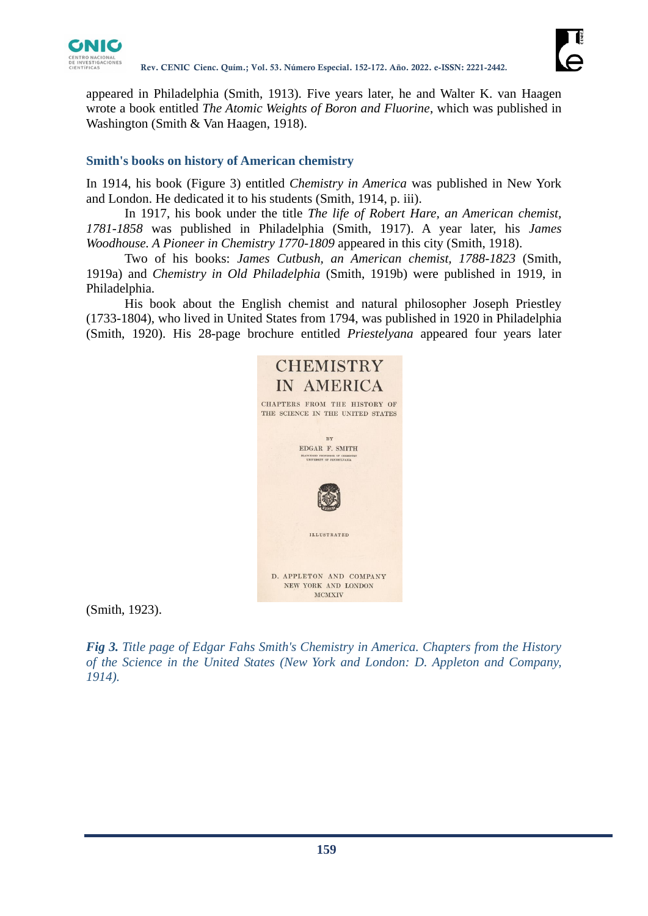appeared in Philadelphia (Smith, 1913). Five years later, he and Walter K. van Haagen wrote a book entitled *The Atomic Weights of Boron and Fluorine*, which was published in Washington (Smith & Van Haagen, 1918).

## Smith's books on history of American chemistry

In 1914, his book (Figure 3) entitled *Chemistry in America* was published in New York and London. He dedicated it to his students (Smith, 1914, p. iii).

In 1917, his book under the title *The life of Robert Hare, an American chemist, 1781-1858* was published in Philadelphia (Smith, 1917). A year later, his *James Woodhouse. A Pioneer in Chemistry 1770-1809* appeared in this city (Smith, 1918).

Two of his books: *James Cutbush, an American chemist, 1788-1823* (Smith, 1919a) and *Chemistry in Old Philadelphia* (Smith, 1919b) were published in 1919, in Philadelphia.

His book about the English chemist and natural philosopher Joseph Priestley (1733-1804), who lived in United States from 1794, was published in 1920 in Philadelphia (Smith, 1920). His 28-page brochure entitled *Priestelyana* appeared four years later (Smith, 1923).

***Fig 3.*** *Title page of Edgar Fahs Smith's Chemistry in America. Chapters from the History of the Science in the United States (New York and London: D. Appleton and Company, 1914).*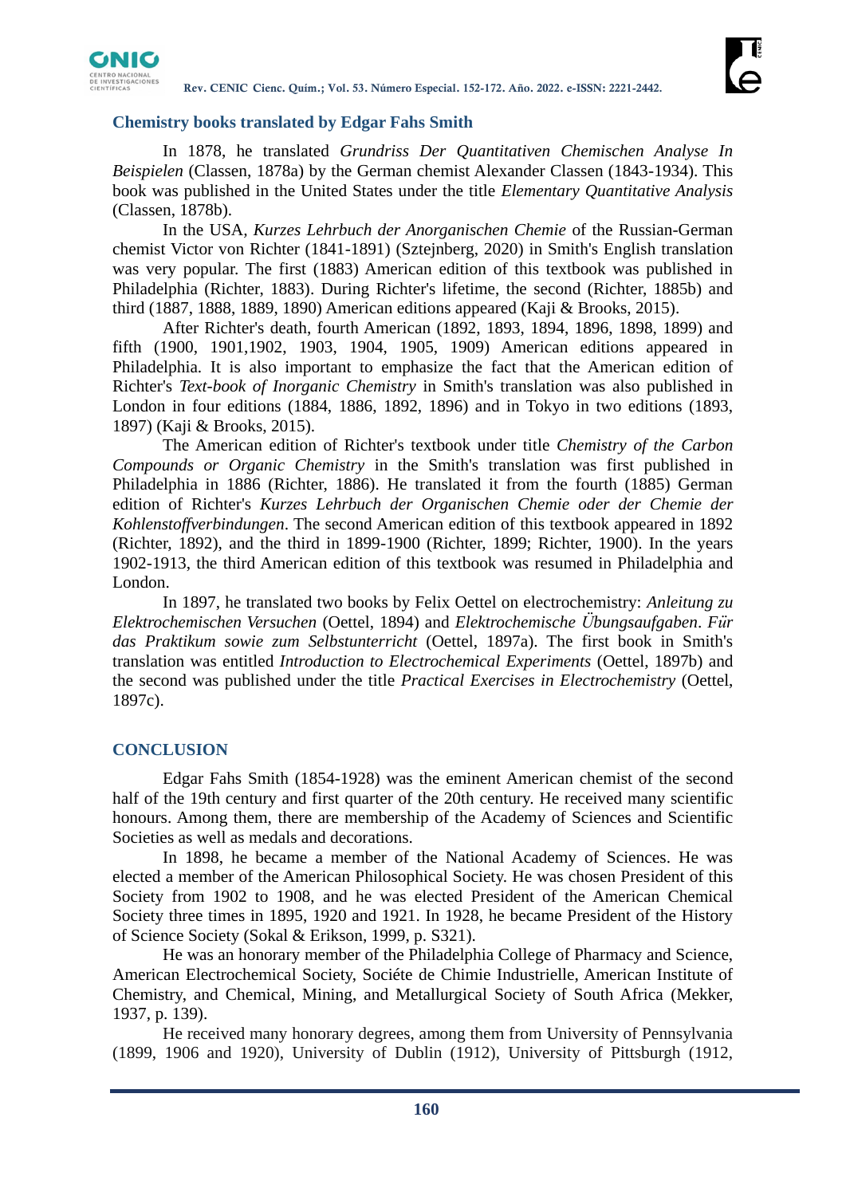## Chemistry books translated by Edgar Fahs Smith

In 1878, he translated *Grundriss Der Quantitativen Chemischen Analyse In Beispielen* (Classen, 1878a) by the German chemist Alexander Classen (1843-1934). This book was published in the United States under the title *Elementary Quantitative Analysis* (Classen, 1878b).

In the USA, *Kurzes Lehrbuch der Anorganischen Chemie* of the Russian-German chemist Victor von Richter (1841-1891) (Sztejnberg, 2020) in Smith's English translation was very popular. The first (1883) American edition of this textbook was published in Philadelphia (Richter, 1883). During Richter's lifetime, the second (Richter, 1885b) and third (1887, 1888, 1889, 1890) American editions appeared (Kaji & Brooks, 2015).

After Richter's death, fourth American (1892, 1893, 1894, 1896, 1898, 1899) and fifth (1900, 1901,1902, 1903, 1904, 1905, 1909) American editions appeared in Philadelphia. It is also important to emphasize the fact that the American edition of Richter's *Text-book of Inorganic Chemistry* in Smith's translation was also published in London in four editions (1884, 1886, 1892, 1896) and in Tokyo in two editions (1893, 1897) (Kaji & Brooks, 2015).

The American edition of Richter's textbook under title *Chemistry of the Carbon Compounds or Organic Chemistry* in the Smith's translation was first published in Philadelphia in 1886 (Richter, 1886). He translated it from the fourth (1885) German edition of Richter's *Kurzes Lehrbuch der Organischen Chemie oder der Chemie der Kohlenstoffverbindungen*. The second American edition of this textbook appeared in 1892 (Richter, 1892), and the third in 1899-1900 (Richter, 1899; Richter, 1900). In the years 1902-1913, the third American edition of this textbook was resumed in Philadelphia and London.

In 1897, he translated two books by Felix Oettel on electrochemistry: *Anleitung zu Elektrochemischen Versuchen* (Oettel, 1894) and *Elektrochemische Übungsaufgaben*. *Für das Praktikum sowie zum Selbstunterricht* (Oettel, 1897a). The first book in Smith's translation was entitled *Introduction to Electrochemical Experiments* (Oettel, 1897b) and the second was published under the title *Practical Exercises in Electrochemistry* (Oettel, 1897c).

## CONCLUSION

Edgar Fahs Smith (1854-1928) was the eminent American chemist of the second half of the 19th century and first quarter of the 20th century. He received many scientific honours. Among them, there are membership of the Academy of Sciences and Scientific Societies as well as medals and decorations.

In 1898, he became a member of the National Academy of Sciences. He was elected a member of the American Philosophical Society. He was chosen President of this Society from 1902 to 1908, and he was elected President of the American Chemical Society three times in 1895, 1920 and 1921. In 1928, he became President of the History of Science Society (Sokal & Erikson, 1999, p. S321).

He was an honorary member of the Philadelphia College of Pharmacy and Science, American Electrochemical Society, Sociéte de Chimie Industrielle, American Institute of Chemistry, and Chemical, Mining, and Metallurgical Society of South Africa (Mekker, 1937, p. 139).

He received many honorary degrees, among them from University of Pennsylvania (1899, 1906 and 1920), University of Dublin (1912), University of Pittsburgh (1912,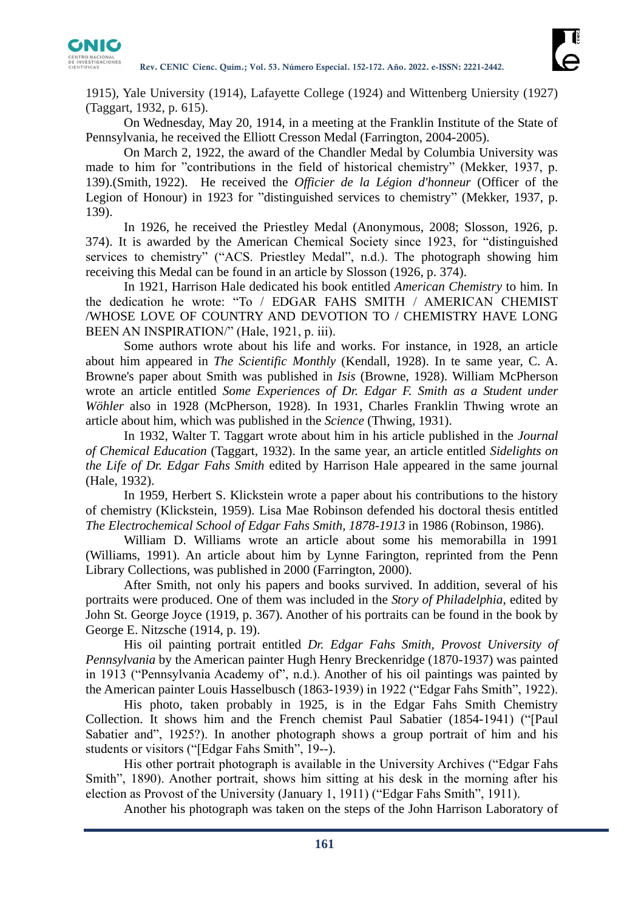1915), Yale University (1914), Lafayette College (1924) and Wittenberg Uniersity (1927) (Taggart, 1932, p. 615).

On Wednesday, May 20, 1914, in a meeting at the Franklin Institute of the State of Pennsylvania, he received the Elliott Cresson Medal (Farrington, 2004-2005).

On March 2, 1922, the award of the Chandler Medal by Columbia University was made to him for "contributions in the field of historical chemistry" (Mekker, 1937, p. 139).(Smith, 1922). He received the *Officier de la Légion d'honneur* (Officer of the Legion of Honour) in 1923 for "distinguished services to chemistry" (Mekker, 1937, p. 139).

In 1926, he received the Priestley Medal (Anonymous, 2008; Slosson, 1926, p. 374). It is awarded by the American Chemical Society since 1923, for "distinguished services to chemistry" ("ACS. Priestley Medal", n.d.). The photograph showing him receiving this Medal can be found in an article by Slosson (1926, p. 374).

In 1921, Harrison Hale dedicated his book entitled *American Chemistry* to him. In the dedication he wrote: "To / EDGAR FAHS SMITH / AMERICAN CHEMIST /WHOSE LOVE OF COUNTRY AND DEVOTION TO / CHEMISTRY HAVE LONG BEEN AN INSPIRATION/" (Hale, 1921, p. iii).

Some authors wrote about his life and works. For instance, in 1928, an article about him appeared in *The Scientific Monthly* (Kendall, 1928). In te same year, C. A. Browne's paper about Smith was published in *Isis* (Browne, 1928). William McPherson wrote an article entitled *Some Experiences of Dr. Edgar F. Smith as a Student under Wöhler* also in 1928 (McPherson, 1928). In 1931, Charles Franklin Thwing wrote an article about him, which was published in the *Science* (Thwing, 1931).

In 1932, Walter T. Taggart wrote about him in his article published in the *Journal of Chemical Education* (Taggart, 1932). In the same year, an article entitled *Sidelights on the Life of Dr. Edgar Fahs Smith* edited by Harrison Hale appeared in the same journal (Hale, 1932).

In 1959, Herbert S. Klickstein wrote a paper about his contributions to the history of chemistry (Klickstein, 1959). Lisa Mae Robinson defended his doctoral thesis entitled *The Electrochemical School of Edgar Fahs Smith, 1878-1913* in 1986 (Robinson, 1986).

William D. Williams wrote an article about some his memorabilla in 1991 (Williams, 1991). An article about him by Lynne Farington, reprinted from the Penn Library Collections, was published in 2000 (Farrington, 2000).

After Smith, not only his papers and books survived. In addition, several of his portraits were produced. One of them was included in the *Story of Philadelphia*, edited by John St. George Joyce (1919, p. 367). Another of his portraits can be found in the book by George E. Nitzsche (1914, p. 19).

His oil painting portrait entitled *Dr. Edgar Fahs Smith, Provost University of Pennsylvania* by the American painter Hugh Henry Breckenridge (1870-1937) was painted in 1913 ("Pennsylvania Academy of", n.d.). Another of his oil paintings was painted by the American painter Louis Hasselbusch (1863-1939) in 1922 ("Edgar Fahs Smith", 1922).

His photo, taken probably in 1925, is in the Edgar Fahs Smith Chemistry Collection. It shows him and the French chemist Paul Sabatier (1854-1941) ("[Paul Sabatier and", 1925?). In another photograph shows a group portrait of him and his students or visitors ("[Edgar Fahs Smith", 19--).

His other portrait photograph is available in the University Archives ("Edgar Fahs Smith", 1890). Another portrait, shows him sitting at his desk in the morning after his election as Provost of the University (January 1, 1911) ("Edgar Fahs Smith", 1911).

Another his photograph was taken on the steps of the John Harrison Laboratory of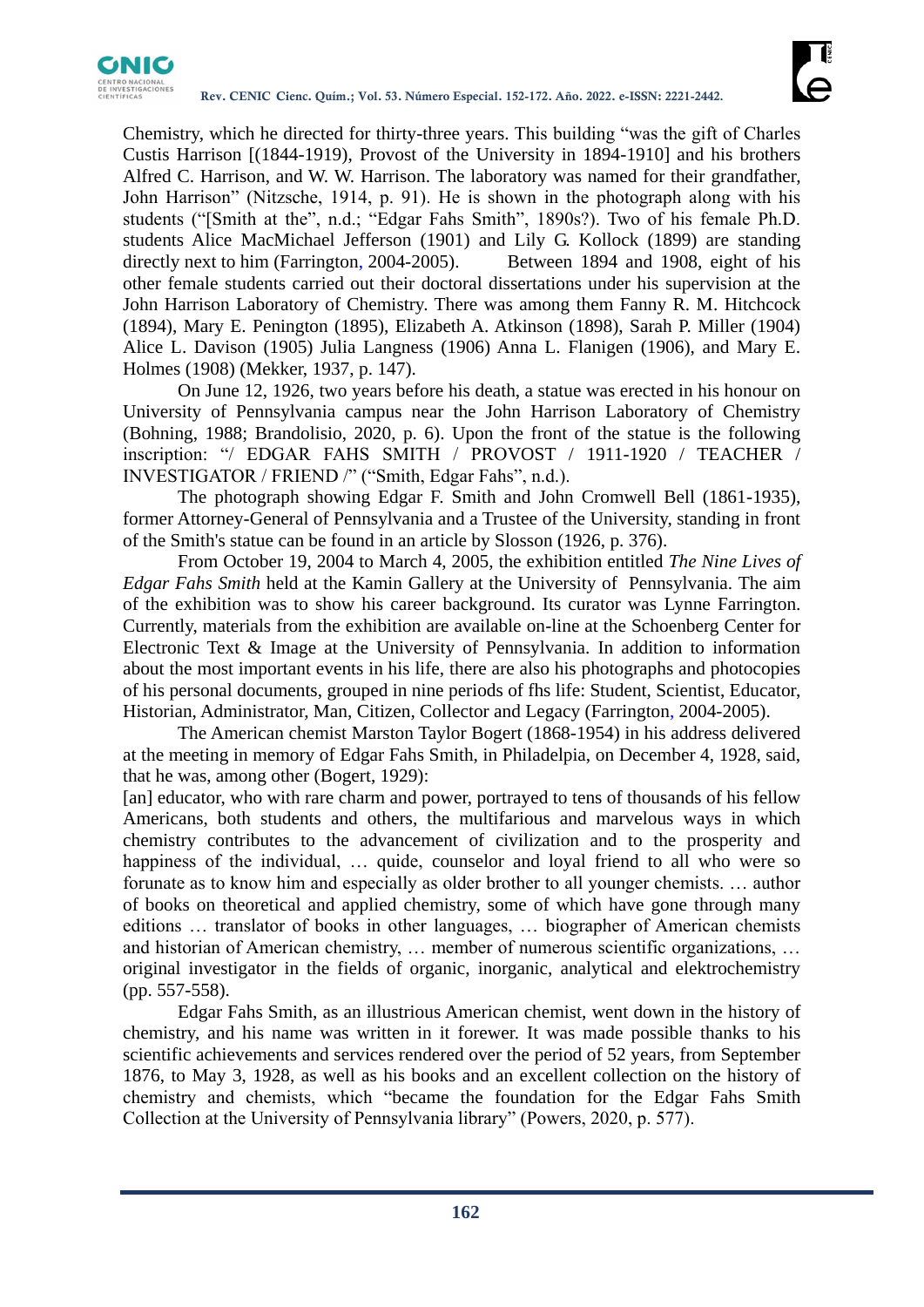Chemistry, which he directed for thirty-three years. This building "was the gift of Charles Custis Harrison [(1844-1919), Provost of the University in 1894-1910] and his brothers Alfred C. Harrison, and W. W. Harrison. The laboratory was named for their grandfather, John Harrison" (Nitzsche, 1914, p. 91). He is shown in the photograph along with his students ("[Smith at the", n.d.; "Edgar Fahs Smith", 1890s?). Two of his female Ph.D. students Alice MacMichael Jefferson (1901) and Lily G. Kollock (1899) are standing directly next to him (Farrington, 2004-2005). Between 1894 and 1908, eight of his other female students carried out their doctoral dissertations under his supervision at the John Harrison Laboratory of Chemistry. There was among them Fanny R. M. Hitchcock (1894), Mary E. Penington (1895), Elizabeth A. Atkinson (1898), Sarah P. Miller (1904) Alice L. Davison (1905) Julia Langness (1906) Anna L. Flanigen (1906), and Mary E. Holmes (1908) (Mekker, 1937, p. 147).

On June 12, 1926, two years before his death, a statue was erected in his honour on University of Pennsylvania campus near the John Harrison Laboratory of Chemistry (Bohning, 1988; Brandolisio, 2020, p. 6). Upon the front of the statue is the following inscription: "/ EDGAR FAHS SMITH / PROVOST / 1911-1920 / TEACHER / INVESTIGATOR / FRIEND /" ("Smith, Edgar Fahs", n.d.).

The photograph showing Edgar F. Smith and John Cromwell Bell (1861-1935), former Attorney-General of Pennsylvania and a Trustee of the University, standing in front of the Smith's statue can be found in an article by Slosson (1926, p. 376).

From October 19, 2004 to March 4, 2005, the exhibition entitled *The Nine Lives of Edgar Fahs Smith* held at the Kamin Gallery at the University of Pennsylvania. The aim of the exhibition was to show his career background. Its curator was Lynne Farrington. Currently, materials from the exhibition are available on-line at the Schoenberg Center for Electronic Text & Image at the University of Pennsylvania. In addition to information about the most important events in his life, there are also his photographs and photocopies of his personal documents, grouped in nine periods of fhs life: Student, Scientist, Educator, Historian, Administrator, Man, Citizen, Collector and Legacy (Farrington, 2004-2005).

The American chemist Marston Taylor Bogert (1868-1954) in his address delivered at the meeting in memory of Edgar Fahs Smith, in Philadelpia, on December 4, 1928, said, that he was, among other (Bogert, 1929):

[an] educator, who with rare charm and power, portrayed to tens of thousands of his fellow Americans, both students and others, the multifarious and marvelous ways in which chemistry contributes to the advancement of civilization and to the prosperity and happiness of the individual, … quide, counselor and loyal friend to all who were so forunate as to know him and especially as older brother to all younger chemists. … author of books on theoretical and applied chemistry, some of which have gone through many editions … translator of books in other languages, … biographer of American chemists and historian of American chemistry, … member of numerous scientific organizations, … original investigator in the fields of organic, inorganic, analytical and elektrochemistry (pp. 557-558).

Edgar Fahs Smith, as an illustrious American chemist, went down in the history of chemistry, and his name was written in it forewer. It was made possible thanks to his scientific achievements and services rendered over the period of 52 years, from September 1876, to May 3, 1928, as well as his books and an excellent collection on the history of chemistry and chemists, which "became the foundation for the Edgar Fahs Smith Collection at the University of Pennsylvania library" (Powers, 2020, p. 577).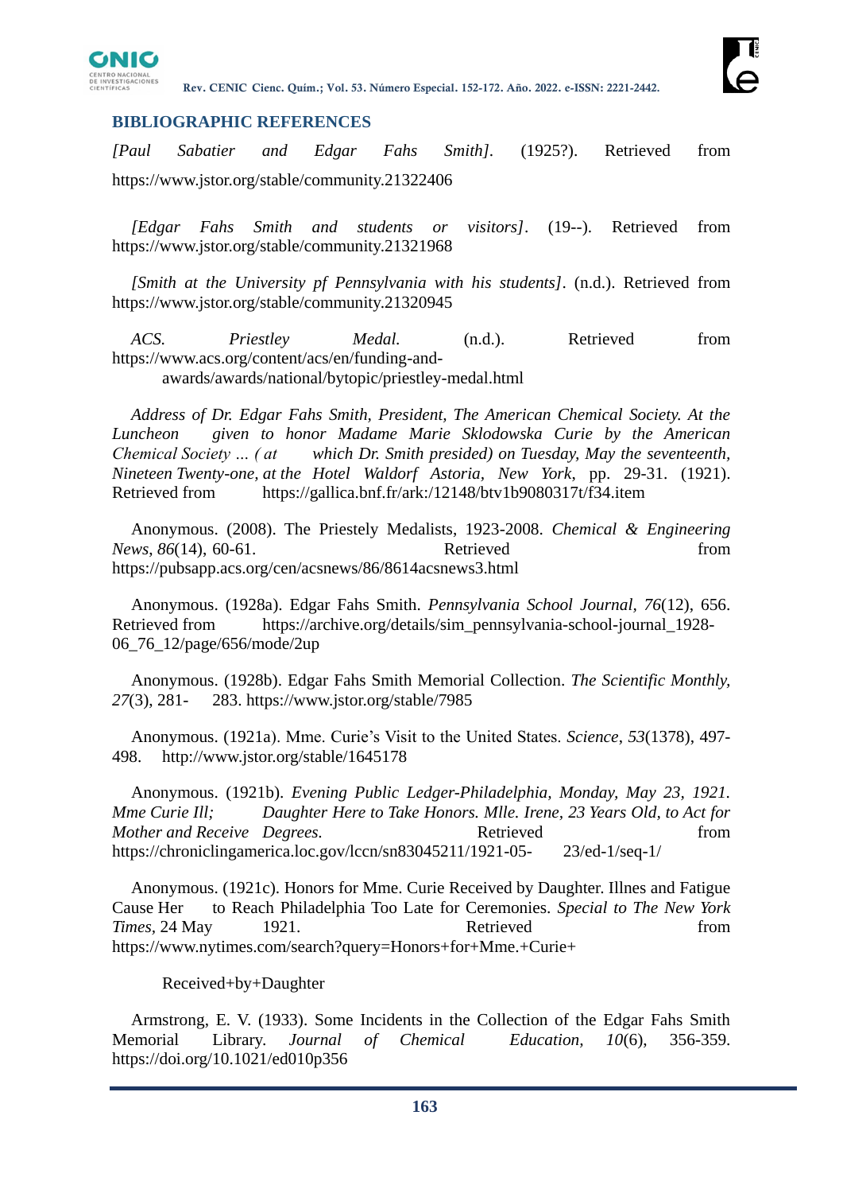## BIBLIOGRAPHIC REFERENCES

*[Paul Sabatier and Edgar Fahs Smith].* (1925?). Retrieved from https://www.jstor.org/stable/community.21322406

*[Edgar Fahs Smith and students or visitors]*. (19--). Retrieved from https://www.jstor.org/stable/community.21321968

*[Smith at the University pf Pennsylvania with his students]*. (n.d.). Retrieved from https://www.jstor.org/stable/community.21320945

*ACS. Priestley Medal.* (n.d.). Retrieved from https://www.acs.org/content/acs/en/funding-and-awards/awards/national/bytopic/priestley-medal.html

*Address of Dr. Edgar Fahs Smith, President, The American Chemical Society. At the Luncheon given to honor Madame Marie Sklodowska Curie by the American Chemical Society ... ( at which Dr. Smith presided) on Tuesday, May the seventeenth, Nineteen Twenty-one, at the Hotel Waldorf Astoria, New York*, pp. 29-31. (1921). Retrieved from https://gallica.bnf.fr/ark:/12148/btv1b9080317t/f34.item

Anonymous. (2008). The Priestely Medalists, 1923-2008. *Chemical & Engineering News*, *86*(14), 60-61. Retrieved from https://pubsapp.acs.org/cen/acsnews/86/8614acsnews3.html

Anonymous. (1928a). Edgar Fahs Smith. *Pennsylvania School Journal*, *76*(12), 656. Retrieved from https://archive.org/details/sim_pennsylvania-school-journal_1928-06_76_12/page/656/mode/2up

Anonymous. (1928b). Edgar Fahs Smith Memorial Collection. *The Scientific Monthly, 27*(3), 281- 283. https://www.jstor.org/stable/7985

Anonymous. (1921a). Mme. Curie's Visit to the United States. *Science*, *53*(1378), 497-498. http://www.jstor.org/stable/1645178

Anonymous. (1921b). *Evening Public Ledger-Philadelphia, Monday, May 23, 1921. Mme Curie Ill; Daughter Here to Take Honors. Mlle. Irene, 23 Years Old, to Act for Mother and Receive Degrees.* Retrieved from https://chroniclingamerica.loc.gov/lccn/sn83045211/1921-05-23/ed-1/seq-1/

Anonymous. (1921c). Honors for Mme. Curie Received by Daughter. Illnes and Fatigue Cause Her to Reach Philadelphia Too Late for Ceremonies. *Special to The New York Times*, 24 May 1921. Retrieved from https://www.nytimes.com/search?query=Honors+for+Mme.+Curie+Received+by+Daughter

Armstrong, E. V. (1933). Some Incidents in the Collection of the Edgar Fahs Smith Memorial Library. *Journal of Chemical Education*, *10*(6), 356-359. https://doi.org/10.1021/ed010p356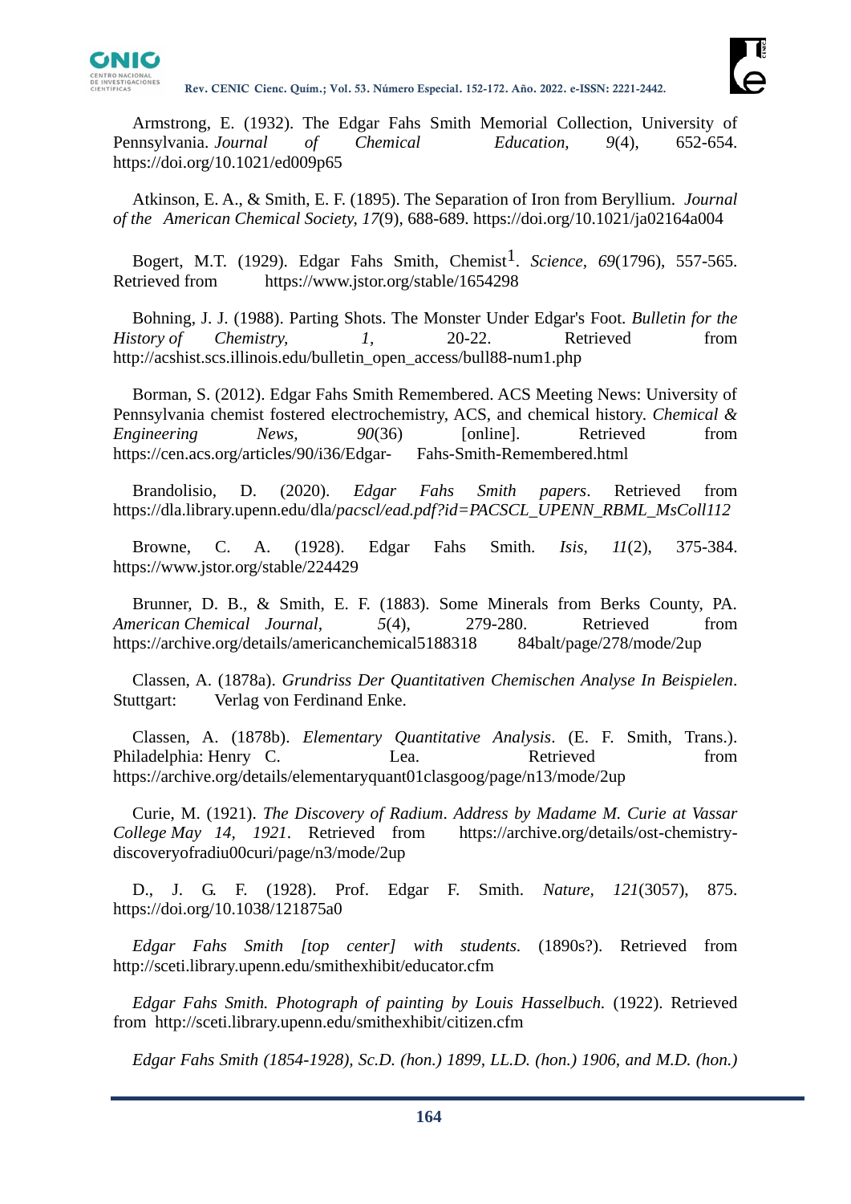Armstrong, E. (1932). The Edgar Fahs Smith Memorial Collection, University of Pennsylvania. *Journal of Chemical Education, 9*(4), 652-654. https://doi.org/10.1021/ed009p65

Atkinson, E. A., & Smith, E. F. (1895). The Separation of Iron from Beryllium. *Journal of the American Chemical Society, 17*(9), 688-689. https://doi.org/10.1021/ja02164a004

Bogert, M.T. (1929). Edgar Fahs Smith, Chemist[1]. *Science, 69*(1796), 557-565. Retrieved from https://www.jstor.org/stable/1654298

Bohning, J. J. (1988). Parting Shots. The Monster Under Edgar's Foot. *Bulletin for the History of Chemistry, 1*, 20-22. Retrieved from http://acshist.scs.illinois.edu/bulletin_open_access/bull88-num1.php

Borman, S. (2012). Edgar Fahs Smith Remembered. ACS Meeting News: University of Pennsylvania chemist fostered electrochemistry, ACS, and chemical history. *Chemical & Engineering News, 90*(36) [online]. Retrieved from https://cen.acs.org/articles/90/i36/Edgar-Fahs-Smith-Remembered.html

Brandolisio, D. (2020). *Edgar Fahs Smith papers*. Retrieved from https://dla.library.upenn.edu/dla/*pacscl/ead.pdf?id=PACSCL_UPENN_RBML_MsColl112*

Browne, C. A. (1928). Edgar Fahs Smith. *Isis, 11*(2), 375-384. https://www.jstor.org/stable/224429

Brunner, D. B., & Smith, E. F. (1883). Some Minerals from Berks County, PA. *American Chemical Journal, 5*(4), 279-280. Retrieved from https://archive.org/details/americanchemical5188318 84balt/page/278/mode/2up

Classen, A. (1878a). *Grundriss Der Quantitativen Chemischen Analyse In Beispielen*. Stuttgart: Verlag von Ferdinand Enke.

Classen, A. (1878b). *Elementary Quantitative Analysis*. (E. F. Smith, Trans.). Philadelphia: Henry C. Lea. Retrieved from https://archive.org/details/elementaryquant01clasgoog/page/n13/mode/2up

Curie, M. (1921). *The Discovery of Radium*. *Address by Madame M. Curie at Vassar College May 14, 1921*. Retrieved from https://archive.org/details/ost-chemistry-discoveryofradiu00curi/page/n3/mode/2up

D., J. G. F. (1928). Prof. Edgar F. Smith. *Nature, 121*(3057), 875. https://doi.org/10.1038/121875a0

*Edgar Fahs Smith [top center] with students.* (1890s?). Retrieved from http://sceti.library.upenn.edu/smithexhibit/educator.cfm

*Edgar Fahs Smith. Photograph of painting by Louis Hasselbuch.* (1922). Retrieved from http://sceti.library.upenn.edu/smithexhibit/citizen.cfm

*Edgar Fahs Smith (1854-1928), Sc.D. (hon.) 1899, LL.D. (hon.) 1906, and M.D. (hon.)*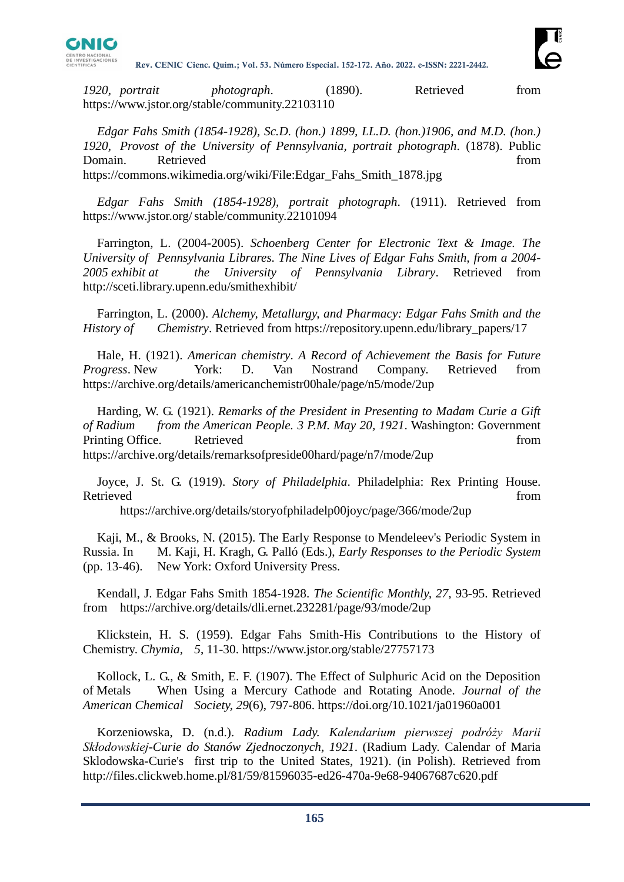*1920, portrait photograph*. (1890). Retrieved from https://www.jstor.org/stable/community.22103110

*Edgar Fahs Smith (1854-1928), Sc.D. (hon.) 1899, LL.D. (hon.)1906, and M.D. (hon.) 1920, Provost of the University of Pennsylvania, portrait photograph*. (1878). Public Domain. Retrieved from https://commons.wikimedia.org/wiki/File:Edgar_Fahs_Smith_1878.jpg

*Edgar Fahs Smith (1854-1928), portrait photograph*. (1911). Retrieved from https://www.jstor.org/ stable/community.22101094

Farrington, L. (2004-2005). *Schoenberg Center for Electronic Text & Image. The University of Pennsylvania Librares. The Nine Lives of Edgar Fahs Smith, from a 2004-2005 exhibit at the University of Pennsylvania Library*. Retrieved from http://sceti.library.upenn.edu/smithexhibit/

Farrington, L. (2000). *Alchemy, Metallurgy, and Pharmacy: Edgar Fahs Smith and the History of Chemistry*. Retrieved from https://repository.upenn.edu/library_papers/17

Hale, H. (1921). *American chemistry*. *A Record of Achievement the Basis for Future Progress*. New York: D. Van Nostrand Company. Retrieved from https://archive.org/details/americanchemistr00hale/page/n5/mode/2up

Harding, W. G. (1921). *Remarks of the President in Presenting to Madam Curie a Gift of Radium from the American People. 3 P.M. May 20, 1921*. Washington: Government Printing Office. Retrieved from https://archive.org/details/remarksofpreside00hard/page/n7/mode/2up

Joyce, J. St. G. (1919). *Story of Philadelphia*. Philadelphia: Rex Printing House. Retrieved from https://archive.org/details/storyofphiladelp00joyc/page/366/mode/2up

Kaji, M., & Brooks, N. (2015). The Early Response to Mendeleev's Periodic System in Russia. In M. Kaji, H. Kragh, G. Palló (Eds.), *Early Responses to the Periodic System* (pp. 13-46). New York: Oxford University Press.

Kendall, J. Edgar Fahs Smith 1854-1928. *The Scientific Monthly*, *27*, 93-95. Retrieved from https://archive.org/details/dli.ernet.232281/page/93/mode/2up

Klickstein, H. S. (1959). Edgar Fahs Smith-His Contributions to the History of Chemistry. *Chymia*, *5*, 11-30. https://www.jstor.org/stable/27757173

Kollock, L. G., & Smith, E. F. (1907). The Effect of Sulphuric Acid on the Deposition of Metals When Using a Mercury Cathode and Rotating Anode. *Journal of the American Chemical Society*, *29*(6), 797-806. https://doi.org/10.1021/ja01960a001

Korzeniowska, D. (n.d.). *Radium Lady. Kalendarium pierwszej podróży Marii Skłodowskiej-Curie do Stanów Zjednoczonych, 1921*. (Radium Lady. Calendar of Maria Sklodowska-Curie's first trip to the United States, 1921). (in Polish). Retrieved from http://files.clickweb.home.pl/81/59/81596035-ed26-470a-9e68-94067687c620.pdf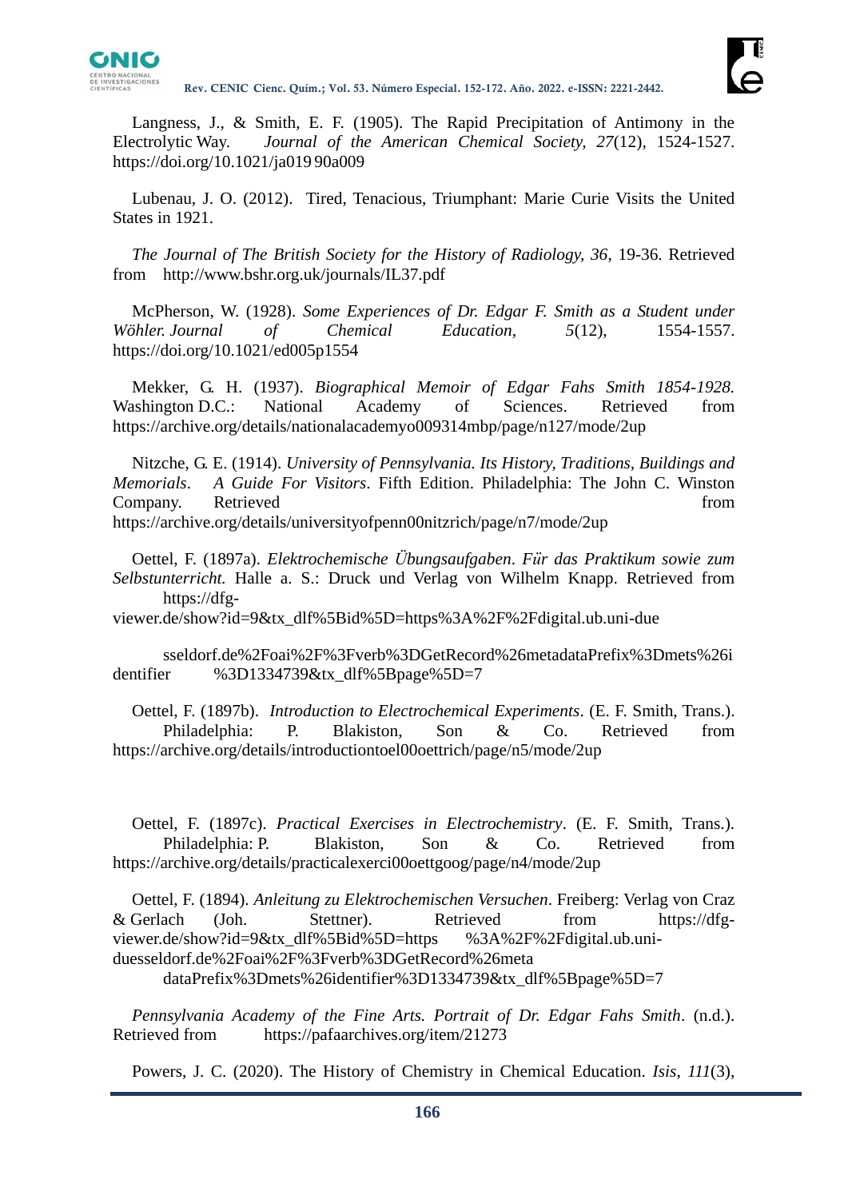Langness, J., & Smith, E. F. (1905). The Rapid Precipitation of Antimony in the Electrolytic Way. *Journal of the American Chemical Society, 27*(12), 1524-1527. https://doi.org/10.1021/ja01990a009

Lubenau, J. O. (2012). Tired, Tenacious, Triumphant: Marie Curie Visits the United States in 1921.

*The Journal of The British Society for the History of Radiology, 36*, 19-36. Retrieved from http://www.bshr.org.uk/journals/IL37.pdf

McPherson, W. (1928). *Some Experiences of Dr. Edgar F. Smith as a Student under Wöhler. Journal of Chemical Education, 5*(12), 1554-1557. https://doi.org/10.1021/ed005p1554

Mekker, G. H. (1937). *Biographical Memoir of Edgar Fahs Smith 1854-1928.* Washington D.C.: National Academy of Sciences. Retrieved from https://archive.org/details/nationalacademyo009314mbp/page/n127/mode/2up

Nitzche, G. E. (1914). *University of Pennsylvania. Its History, Traditions, Buildings and Memorials. A Guide For Visitors*. Fifth Edition. Philadelphia: The John C. Winston Company. Retrieved from https://archive.org/details/universityofpenn00nitzrich/page/n7/mode/2up

Oettel, F. (1897a). *Elektrochemische Übungsaufgaben. Für das Praktikum sowie zum Selbstunterricht.* Halle a. S.: Druck und Verlag von Wilhelm Knapp. Retrieved from https://dfg-viewer.de/show?id=9&tx_dlf%5Bid%5D=https%3A%2F%2Fdigital.ub.uni-duesseldorf.de%2Foai%2F%3Fverb%3DGetRecord%26metadataPrefix%3Dmets%26identifier%3D1334739&tx_dlf%5Bpage%5D=7

Oettel, F. (1897b). *Introduction to Electrochemical Experiments*. (E. F. Smith, Trans.). Philadelphia: P. Blakiston, Son & Co. Retrieved from https://archive.org/details/introductiontoel00oettrich/page/n5/mode/2up

Oettel, F. (1897c). *Practical Exercises in Electrochemistry*. (E. F. Smith, Trans.). Philadelphia: P. Blakiston, Son & Co. Retrieved from https://archive.org/details/practicalexerci00oettgoog/page/n4/mode/2up

Oettel, F. (1894). *Anleitung zu Elektrochemischen Versuchen*. Freiberg: Verlag von Craz & Gerlach (Joh. Stettner). Retrieved from https://dfg-viewer.de/show?id=9&tx_dlf%5Bid%5D=https%3A%2F%2Fdigital.ub.uni-duesseldorf.de%2Foai%2F%3Fverb%3DGetRecord%26metadataPrefix%3Dmets%26identifier%3D1334739&tx_dlf%5Bpage%5D=7

*Pennsylvania Academy of the Fine Arts. Portrait of Dr. Edgar Fahs Smith*. (n.d.). Retrieved from https://pafaarchives.org/item/21273

Powers, J. C. (2020). The History of Chemistry in Chemical Education. *Isis, 111*(3),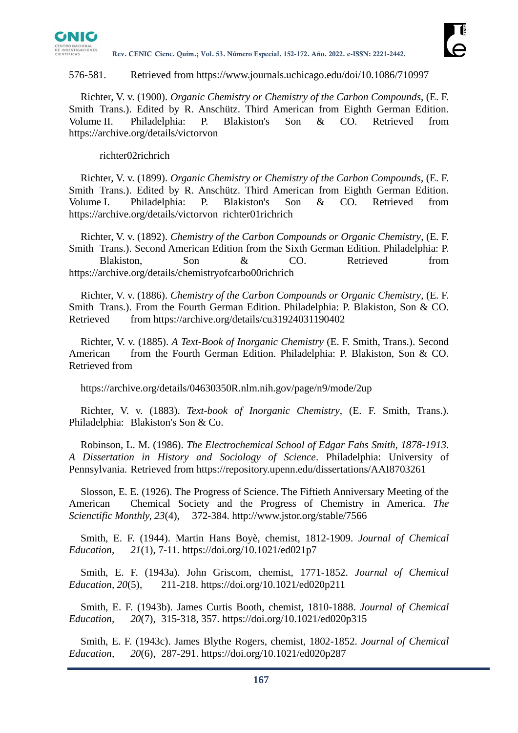576-581. Retrieved from https://www.journals.uchicago.edu/doi/10.1086/710997

Richter, V. v. (1900). *Organic Chemistry or Chemistry of the Carbon Compounds*, (E. F. Smith Trans.). Edited by R. Anschütz. Third American from Eighth German Edition. Volume II. Philadelphia: P. Blakiston's Son & CO. Retrieved from https://archive.org/details/victorvon

richter02richrich

Richter, V. v. (1899). *Organic Chemistry or Chemistry of the Carbon Compounds*, (E. F. Smith Trans.). Edited by R. Anschütz. Third American from Eighth German Edition. Volume I. Philadelphia: P. Blakiston's Son & CO. Retrieved from https://archive.org/details/victorvon richter01richrich

Richter, V. v. (1892). *Chemistry of the Carbon Compounds or Organic Chemistry*, (E. F. Smith Trans.). Second American Edition from the Sixth German Edition. Philadelphia: P. Blakiston, Son & CO. Retrieved from https://archive.org/details/chemistryofcarbo00richrich

Richter, V. v. (1886). *Chemistry of the Carbon Compounds or Organic Chemistry*, (E. F. Smith Trans.). From the Fourth German Edition. Philadelphia: P. Blakiston, Son & CO. Retrieved from https://archive.org/details/cu31924031190402

Richter, V. v. (1885). *A Text-Book of Inorganic Chemistry* (E. F. Smith, Trans.). Second American from the Fourth German Edition. Philadelphia: P. Blakiston, Son & CO. Retrieved from

https://archive.org/details/04630350R.nlm.nih.gov/page/n9/mode/2up

Richter, V. v. (1883). *Text-book of Inorganic Chemistry*, (E. F. Smith, Trans.). Philadelphia: Blakiston's Son & Co.

Robinson, L. M. (1986). *The Electrochemical School of Edgar Fahs Smith, 1878-1913. A Dissertation in History and Sociology of Science*. Philadelphia: University of Pennsylvania. Retrieved from https://repository.upenn.edu/dissertations/AAI8703261

Slosson, E. E. (1926). The Progress of Science. The Fiftieth Anniversary Meeting of the American Chemical Society and the Progress of Chemistry in America. *The Scienctific Monthly, 23*(4), 372-384. http://www.jstor.org/stable/7566

Smith, E. F. (1944). Martin Hans Boyè, chemist, 1812-1909. *Journal of Chemical Education, 21*(1), 7-11. https://doi.org/10.1021/ed021p7

Smith, E. F. (1943a). John Griscom, chemist, 1771-1852. *Journal of Chemical Education, 20*(5), 211-218. https://doi.org/10.1021/ed020p211

Smith, E. F. (1943b). James Curtis Booth, chemist, 1810-1888. *Journal of Chemical Education, 20*(7), 315-318, 357. https://doi.org/10.1021/ed020p315

Smith, E. F. (1943c). James Blythe Rogers, chemist, 1802-1852. *Journal of Chemical Education, 20*(6), 287-291. https://doi.org/10.1021/ed020p287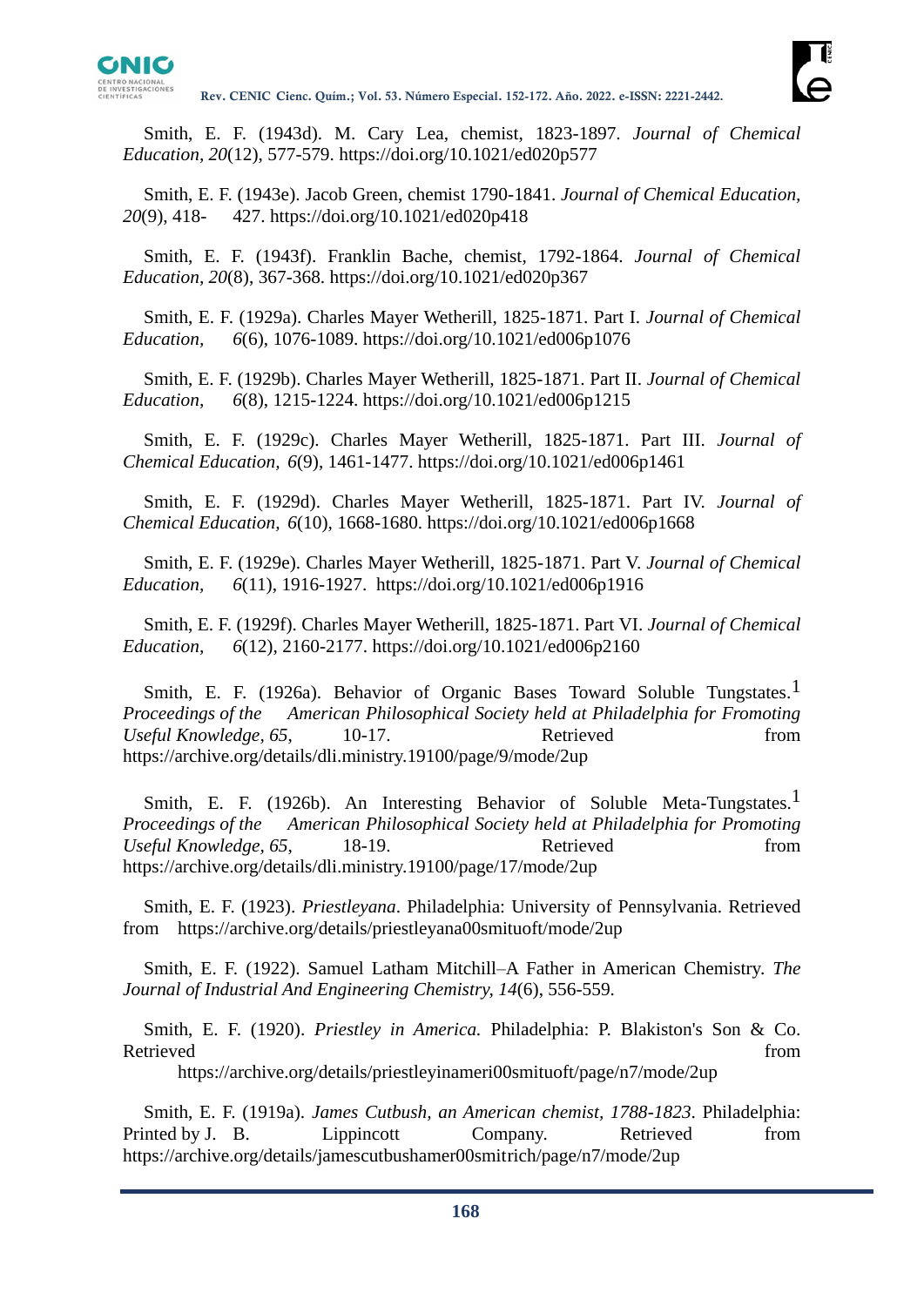Smith, E. F. (1943d). M. Cary Lea, chemist, 1823-1897. *Journal of Chemical Education, 20*(12), 577-579. https://doi.org/10.1021/ed020p577

Smith, E. F. (1943e). Jacob Green, chemist 1790-1841. *Journal of Chemical Education, 20*(9), 418- 427. https://doi.org/10.1021/ed020p418

Smith, E. F. (1943f). Franklin Bache, chemist, 1792-1864. *Journal of Chemical Education, 20*(8), 367-368. https://doi.org/10.1021/ed020p367

Smith, E. F. (1929a). Charles Mayer Wetherill, 1825-1871. Part I. *Journal of Chemical Education, 6*(6), 1076-1089. https://doi.org/10.1021/ed006p1076

Smith, E. F. (1929b). Charles Mayer Wetherill, 1825-1871. Part II. *Journal of Chemical Education, 6*(8), 1215-1224. https://doi.org/10.1021/ed006p1215

Smith, E. F. (1929c). Charles Mayer Wetherill, 1825-1871. Part III. *Journal of Chemical Education, 6*(9), 1461-1477. https://doi.org/10.1021/ed006p1461

Smith, E. F. (1929d). Charles Mayer Wetherill, 1825-1871. Part IV. *Journal of Chemical Education, 6*(10), 1668-1680. https://doi.org/10.1021/ed006p1668

Smith, E. F. (1929e). Charles Mayer Wetherill, 1825-1871. Part V. *Journal of Chemical Education, 6*(11), 1916-1927. https://doi.org/10.1021/ed006p1916

Smith, E. F. (1929f). Charles Mayer Wetherill, 1825-1871. Part VI. *Journal of Chemical Education, 6*(12), 2160-2177. https://doi.org/10.1021/ed006p2160

Smith, E. F. (1926a). Behavior of Organic Bases Toward Soluble Tungstates.[1] *Proceedings of the American Philosophical Society held at Philadelphia for Fromoting Useful Knowledge, 65*, 10-17. Retrieved from https://archive.org/details/dli.ministry.19100/page/9/mode/2up

Smith, E. F. (1926b). An Interesting Behavior of Soluble Meta-Tungstates.[1] *Proceedings of the American Philosophical Society held at Philadelphia for Promoting Useful Knowledge, 65*, 18-19. Retrieved from https://archive.org/details/dli.ministry.19100/page/17/mode/2up

Smith, E. F. (1923). *Priestleyana*. Philadelphia: University of Pennsylvania. Retrieved from https://archive.org/details/priestleyana00smituoft/mode/2up

Smith, E. F. (1922). Samuel Latham Mitchill–A Father in American Chemistry. *The Journal of Industrial And Engineering Chemistry, 14*(6), 556-559.

Smith, E. F. (1920). *Priestley in America.* Philadelphia: P. Blakiston's Son & Co. Retrieved from https://archive.org/details/priestleyinameri00smituoft/page/n7/mode/2up

Smith, E. F. (1919a). *James Cutbush, an American chemist, 1788-1823.* Philadelphia: Printed by J. B. Lippincott Company. Retrieved from https://archive.org/details/jamescutbushamer00smitrich/page/n7/mode/2up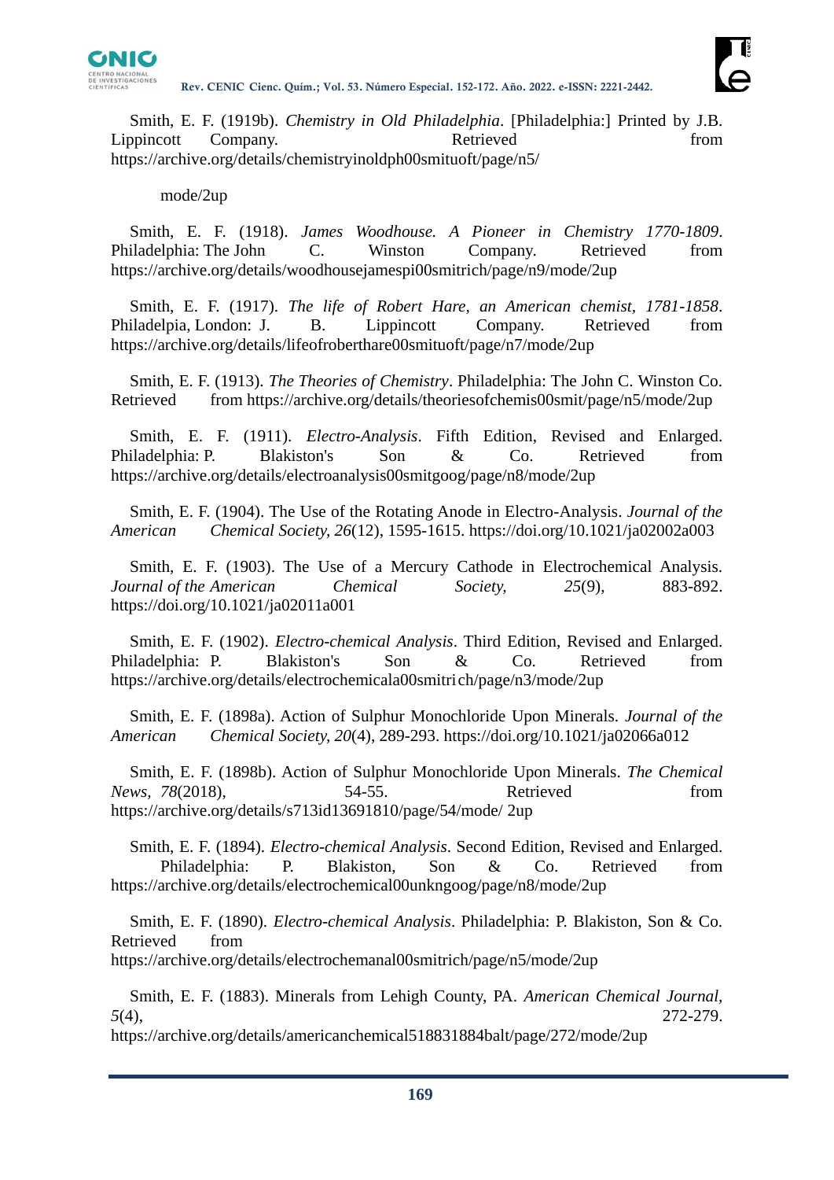Smith, E. F. (1919b). *Chemistry in Old Philadelphia*. [Philadelphia:] Printed by J.B. Lippincott Company. Retrieved from https://archive.org/details/chemistryinoldph00smituoft/page/n5/

mode/2up

Smith, E. F. (1918). *James Woodhouse. A Pioneer in Chemistry 1770-1809*. Philadelphia: The John C. Winston Company. Retrieved from https://archive.org/details/woodhousejamespi00smitrich/page/n9/mode/2up

Smith, E. F. (1917). *The life of Robert Hare, an American chemist, 1781-1858*. Philadelpia, London: J. B. Lippincott Company. Retrieved from https://archive.org/details/lifeofroberthare00smituoft/page/n7/mode/2up

Smith, E. F. (1913). *The Theories of Chemistry*. Philadelphia: The John C. Winston Co. Retrieved from https://archive.org/details/theoriesofchemis00smit/page/n5/mode/2up

Smith, E. F. (1911). *Electro-Analysis*. Fifth Edition, Revised and Enlarged. Philadelphia: P. Blakiston's Son & Co. Retrieved from https://archive.org/details/electroanalysis00smitgoog/page/n8/mode/2up

Smith, E. F. (1904). The Use of the Rotating Anode in Electro-Analysis. *Journal of the American Chemical Society, 26*(12), 1595-1615. https://doi.org/10.1021/ja02002a003

Smith, E. F. (1903). The Use of a Mercury Cathode in Electrochemical Analysis. *Journal of the American Chemical Society, 25*(9), 883-892. https://doi.org/10.1021/ja02011a001

Smith, E. F. (1902). *Electro-chemical Analysis*. Third Edition, Revised and Enlarged. Philadelphia: P. Blakiston's Son & Co. Retrieved from https://archive.org/details/electrochemicala00smitri ch/page/n3/mode/2up

Smith, E. F. (1898a). Action of Sulphur Monochloride Upon Minerals. *Journal of the American Chemical Society, 20*(4), 289-293. https://doi.org/10.1021/ja02066a012

Smith, E. F. (1898b). Action of Sulphur Monochloride Upon Minerals. *The Chemical News, 78*(2018), 54-55. Retrieved from https://archive.org/details/s713id13691810/page/54/mode/ 2up

Smith, E. F. (1894). *Electro-chemical Analysis*. Second Edition, Revised and Enlarged. Philadelphia: P. Blakiston, Son & Co. Retrieved from https://archive.org/details/electrochemical00unkngoog/page/n8/mode/2up

Smith, E. F. (1890). *Electro-chemical Analysis*. Philadelphia: P. Blakiston, Son & Co. Retrieved from https://archive.org/details/electrochemanal00smitrich/page/n5/mode/2up

Smith, E. F. (1883). Minerals from Lehigh County, PA. *American Chemical Journal, 5*(4), 272-279. https://archive.org/details/americanchemical518831884balt/page/272/mode/2up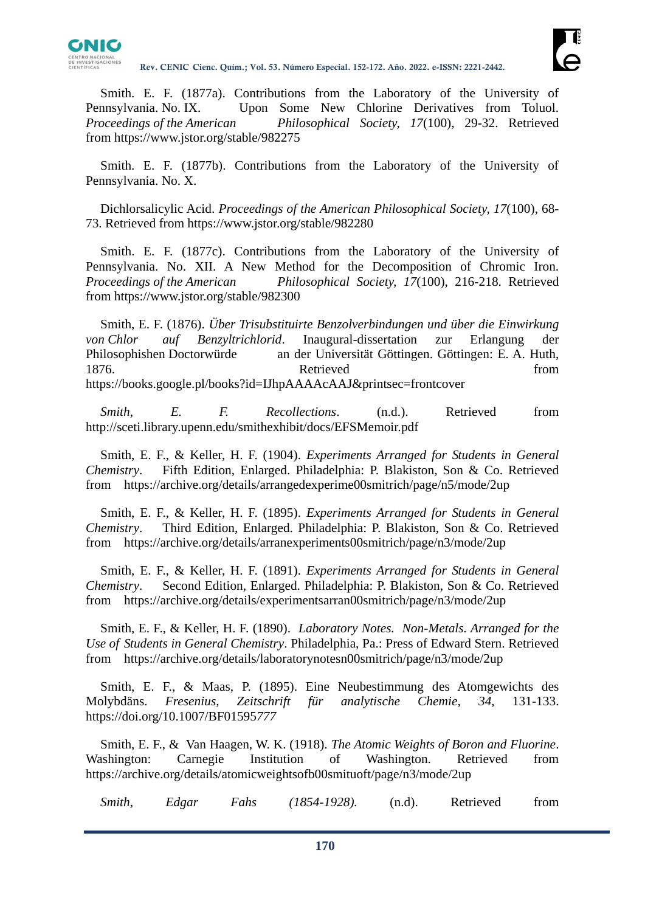Smith. E. F. (1877a). Contributions from the Laboratory of the University of Pennsylvania. No. IX. Upon Some New Chlorine Derivatives from Toluol. *Proceedings of the American Philosophical Society, 17*(100), 29-32. Retrieved from https://www.jstor.org/stable/982275

Smith. E. F. (1877b). Contributions from the Laboratory of the University of Pennsylvania. No. X.

Dichlorsalicylic Acid. *Proceedings of the American Philosophical Society, 17*(100), 68-73. Retrieved from https://www.jstor.org/stable/982280

Smith. E. F. (1877c). Contributions from the Laboratory of the University of Pennsylvania. No. XII. A New Method for the Decomposition of Chromic Iron. *Proceedings of the American Philosophical Society, 17*(100), 216-218. Retrieved from https://www.jstor.org/stable/982300

Smith, E. F. (1876). *Über Trisubstituirte Benzolverbindungen und über die Einwirkung von Chlor auf Benzyltrichlorid*. Inaugural-dissertation zur Erlangung der Philosophishen Doctorwürde an der Universität Göttingen. Göttingen: E. A. Huth, 1876. Retrieved from https://books.google.pl/books?id=IJhpAAAAcAAJ&printsec=frontcover

*Smith, E. F. Recollections*. (n.d.). Retrieved from http://sceti.library.upenn.edu/smithexhibit/docs/EFSMemoir.pdf

Smith, E. F., & Keller, H. F. (1904). *Experiments Arranged for Students in General Chemistry*. Fifth Edition, Enlarged. Philadelphia: P. Blakiston, Son & Co. Retrieved from https://archive.org/details/arrangedexperime00smitrich/page/n5/mode/2up

Smith, E. F., & Keller, H. F. (1895). *Experiments Arranged for Students in General Chemistry*. Third Edition, Enlarged. Philadelphia: P. Blakiston, Son & Co. Retrieved from https://archive.org/details/arranexperiments00smitrich/page/n3/mode/2up

Smith, E. F., & Keller, H. F. (1891). *Experiments Arranged for Students in General Chemistry*. Second Edition, Enlarged. Philadelphia: P. Blakiston, Son & Co. Retrieved from https://archive.org/details/experimentsarran00smitrich/page/n3/mode/2up

Smith, E. F., & Keller, H. F. (1890). *Laboratory Notes. Non-Metals. Arranged for the Use of Students in General Chemistry*. Philadelphia, Pa.: Press of Edward Stern. Retrieved from https://archive.org/details/laboratorynotesn00smitrich/page/n3/mode/2up

Smith, E. F., & Maas, P. (1895). Eine Neubestimmung des Atomgewichts des Molybdäns. *Fresenius, Zeitschrift für analytische Chemie, 34*, 131-133. https://doi.org/10.1007/BF01595777

Smith, E. F., & Van Haagen, W. K. (1918). *The Atomic Weights of Boron and Fluorine*. Washington: Carnegie Institution of Washington. Retrieved from https://archive.org/details/atomicweightsofb00smituoft/page/n3/mode/2up

*Smith, Edgar Fahs (1854-1928).* (n.d). Retrieved from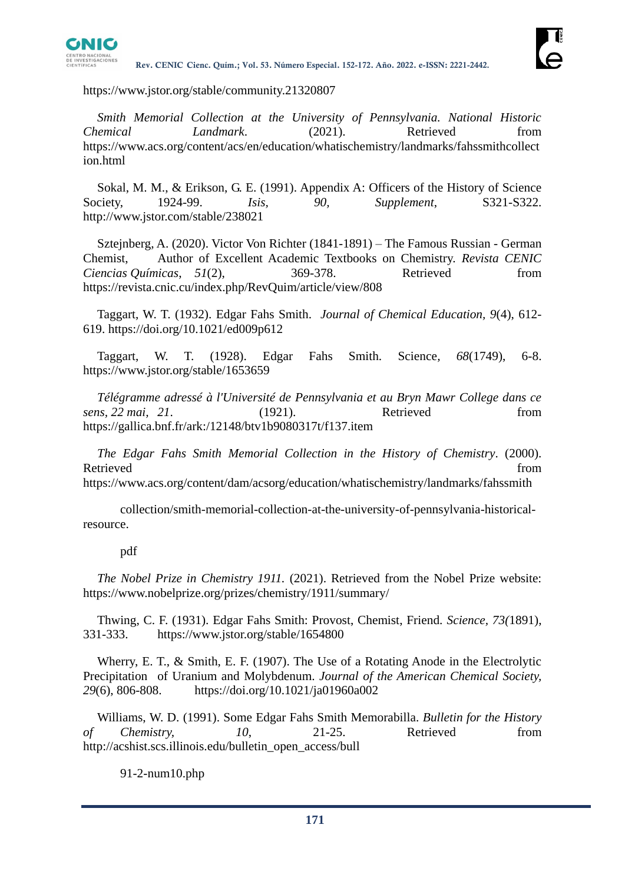https://www.jstor.org/stable/community.21320807

*Smith Memorial Collection at the University of Pennsylvania. National Historic Chemical Landmark*. (2021). Retrieved from https://www.acs.org/content/acs/en/education/whatischemistry/landmarks/fahssmithcollection.html

Sokal, M. M., & Erikson, G. E. (1991). Appendix A: Officers of the History of Science Society, 1924-99. *Isis*, *90*, *Supplement*, S321-S322. http://www.jstor.com/stable/238021

Sztejnberg, A. (2020). Victor Von Richter (1841-1891) – The Famous Russian - German Chemist, Author of Excellent Academic Textbooks on Chemistry. *Revista CENIC Ciencias Químicas*, *51*(2), 369-378. Retrieved from https://revista.cnic.cu/index.php/RevQuim/article/view/808

Taggart, W. T. (1932). Edgar Fahs Smith. *Journal of Chemical Education*, *9*(4), 612-619. https://doi.org/10.1021/ed009p612

Taggart, W. T. (1928). Edgar Fahs Smith. Science, *68*(1749), 6-8. https://www.jstor.org/stable/1653659

*Télégramme adressé à l'Université de Pennsylvania et au Bryn Mawr College dans ce sens, 22 mai, 21*. (1921). Retrieved from https://gallica.bnf.fr/ark:/12148/btv1b9080317t/f137.item

*The Edgar Fahs Smith Memorial Collection in the History of Chemistry*. (2000). Retrieved from https://www.acs.org/content/dam/acsorg/education/whatischemistry/landmarks/fahssmithcollection/smith-memorial-collection-at-the-university-of-pennsylvania-historical-resource.pdf

*The Nobel Prize in Chemistry 1911.* (2021). Retrieved from the Nobel Prize website: https://www.nobelprize.org/prizes/chemistry/1911/summary/

Thwing, C. F. (1931). Edgar Fahs Smith: Provost, Chemist, Friend. *Science*, *73*(1891), 331-333. https://www.jstor.org/stable/1654800

Wherry, E. T., & Smith, E. F. (1907). The Use of a Rotating Anode in the Electrolytic Precipitation of Uranium and Molybdenum. *Journal of the American Chemical Society*, *29*(6), 806-808. https://doi.org/10.1021/ja01960a002

Williams, W. D. (1991). Some Edgar Fahs Smith Memorabilla. *Bulletin for the History of Chemistry*, *10*, 21-25. Retrieved from http://acshist.scs.illinois.edu/bulletin_open_access/bull91-2-num10.php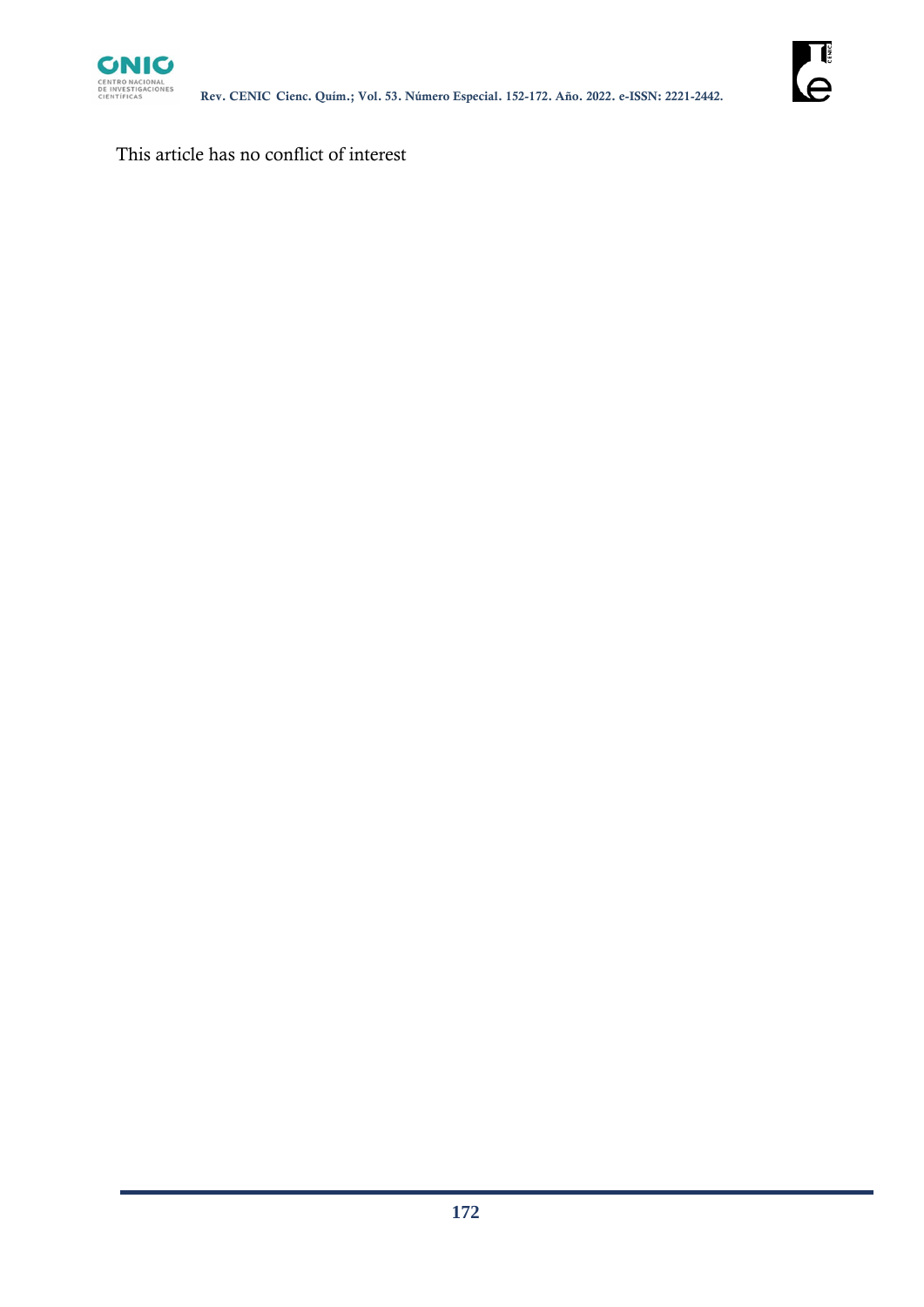This article has no conflict of interest